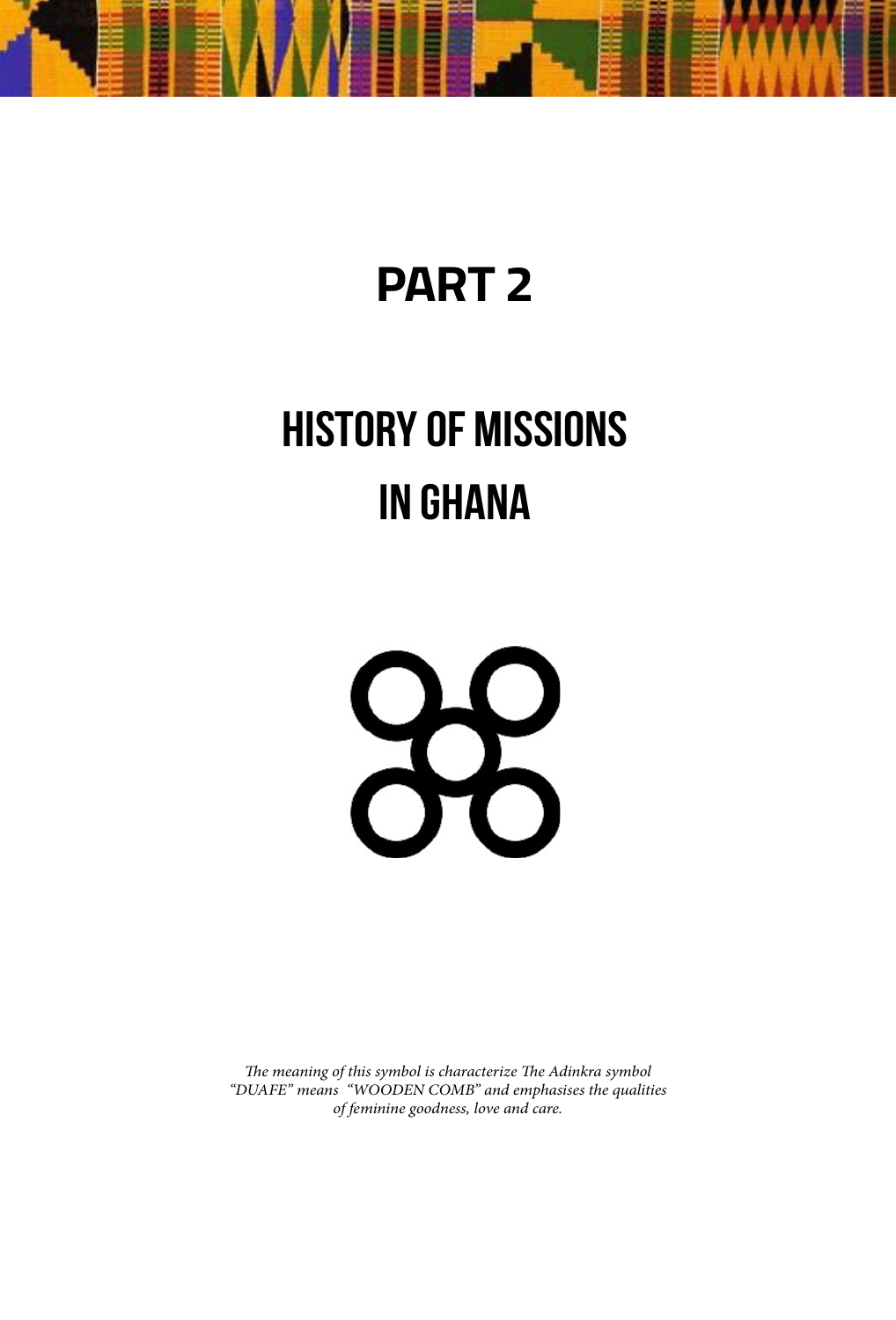# PART 2

## HISTORY OF MISSIONS IN GHANA

*The meaning of this symbol is characterize The Adinkra symbol "DUAFE" means "WOODEN COMB" and emphasises the qualities of feminine goodness, love and care.*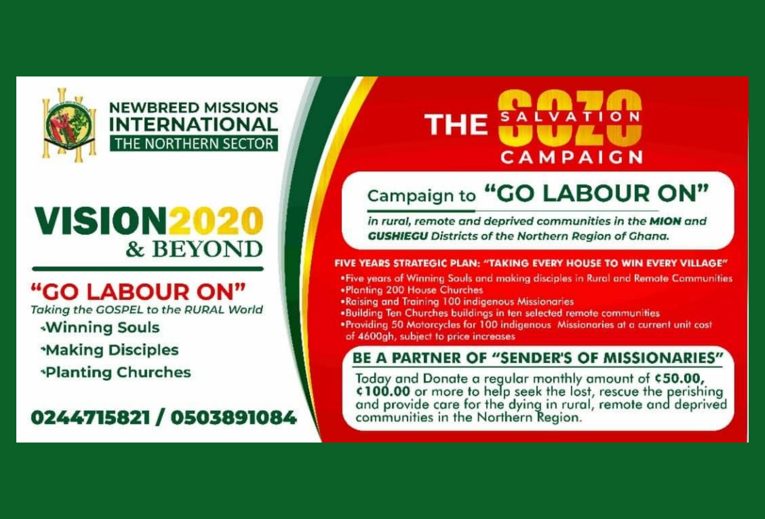# NEWBREED MISSIONS INTERNATIONAL

THE NORTHERN SECTOR

## VISION2020 & BEYOND

### "GO LABOUR ON"

*Taking the GOSPEL to the RURAL World*

- Winning Souls
- Making Disciples
- Planting Churches

**0244715821 / 0503891084**

## THE SOZO SALVATION CAMPAIGN

### Campaign to "GO LABOUR ON"

*in rural, remote and deprived communities in the **MION** and **GUSHIEGU** Districts of the Northern Region of Ghana.*

**FIVE YEARS STRATEGIC PLAN: "TAKING EVERY HOUSE TO WIN EVERY VILLAGE"**

- Five years of Winning Souls and making disciples in Rural and Remote Communities
- Planting 200 House Churches
- Raising and Training 100 indigenous Missionaries
- Building Ten Churches buildings in ten selected remote communities
- Providing 50 Motorcycles for 100 indigenous Missionaries at a current unit cost of 4600gh, subject to price increases

### BE A PARTNER OF "SENDER'S OF MISSIONARIES"

Today and Donate a regular monthly amount of **¢50.00, ¢100.00** or more to help seek the lost, rescue the perishing and provide care for the dying in rural, remote and deprived communities in the Northern Region.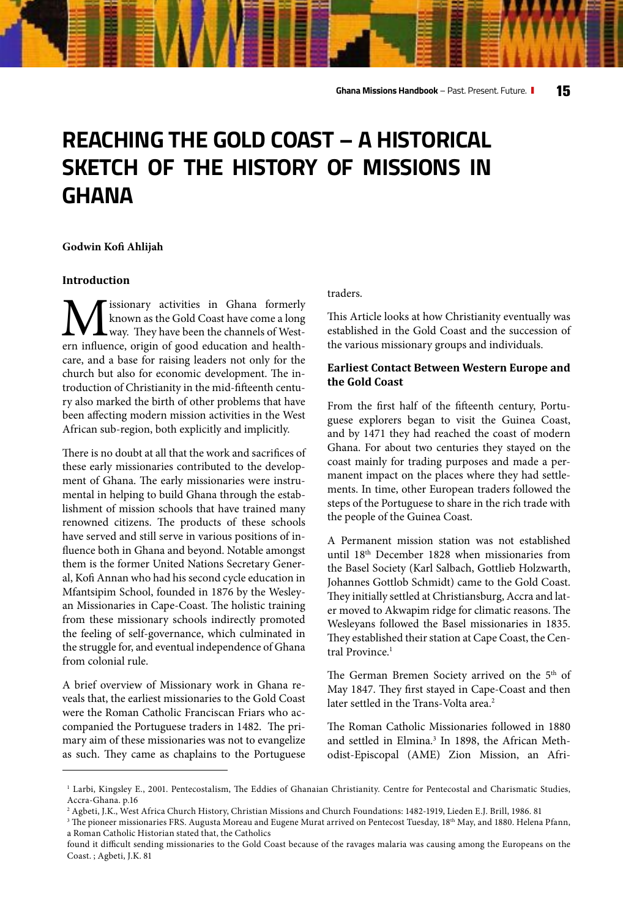# REACHING THE GOLD COAST – A HISTORICAL SKETCH OF THE HISTORY OF MISSIONS IN GHANA

**Godwin Kofi Ahlijah**

### Introduction

Missionary activities in Ghana formerly known as the Gold Coast have come a long way. They have been the channels of Western influence, origin of good education and healthcare, and a base for raising leaders not only for the church but also for economic development. The introduction of Christianity in the mid-fifteenth century also marked the birth of other problems that have been affecting modern mission activities in the West African sub-region, both explicitly and implicitly.

There is no doubt at all that the work and sacrifices of these early missionaries contributed to the development of Ghana. The early missionaries were instrumental in helping to build Ghana through the establishment of mission schools that have trained many renowned citizens. The products of these schools have served and still serve in various positions of influence both in Ghana and beyond. Notable amongst them is the former United Nations Secretary General, Kofi Annan who had his second cycle education in Mfantsipim School, founded in 1876 by the Wesleyan Missionaries in Cape-Coast. The holistic training from these missionary schools indirectly promoted the feeling of self-governance, which culminated in the struggle for, and eventual independence of Ghana from colonial rule.

A brief overview of Missionary work in Ghana reveals that, the earliest missionaries to the Gold Coast were the Roman Catholic Franciscan Friars who accompanied the Portuguese traders in 1482. The primary aim of these missionaries was not to evangelize as such. They came as chaplains to the Portuguese traders.

This Article looks at how Christianity eventually was established in the Gold Coast and the succession of the various missionary groups and individuals.

### Earliest Contact Between Western Europe and the Gold Coast

From the first half of the fifteenth century, Portuguese explorers began to visit the Guinea Coast, and by 1471 they had reached the coast of modern Ghana. For about two centuries they stayed on the coast mainly for trading purposes and made a permanent impact on the places where they had settlements. In time, other European traders followed the steps of the Portuguese to share in the rich trade with the people of the Guinea Coast.

A Permanent mission station was not established until 18th December 1828 when missionaries from the Basel Society (Karl Salbach, Gottlieb Holzwarth, Johannes Gottlob Schmidt) came to the Gold Coast. They initially settled at Christiansburg, Accra and later moved to Akwapim ridge for climatic reasons. The Wesleyans followed the Basel missionaries in 1835. They established their station at Cape Coast, the Central Province.[1]

The German Bremen Society arrived on the 5th of May 1847. They first stayed in Cape-Coast and then later settled in the Trans-Volta area.[2]

The Roman Catholic Missionaries followed in 1880 and settled in Elmina.[3] In 1898, the African Methodist-Episcopal (AME) Zion Mission, an Afri-

---

[1] Larbi, Kingsley E., 2001. Pentecostalism, The Eddies of Ghanaian Christianity. Centre for Pentecostal and Charismatic Studies, Accra-Ghana. p.16

[2] Agbeti, J.K., West Africa Church History, Christian Missions and Church Foundations: 1482-1919, Lieden E.J. Brill, 1986. 81

[3] The pioneer missionaries FRS. Augusta Moreau and Eugene Murat arrived on Pentecost Tuesday, 18th May, and 1880. Helena Pfann, a Roman Catholic Historian stated that, the Catholics found it difficult sending missionaries to the Gold Coast because of the ravages malaria was causing among the Europeans on the Coast. ; Agbeti, J.K. 81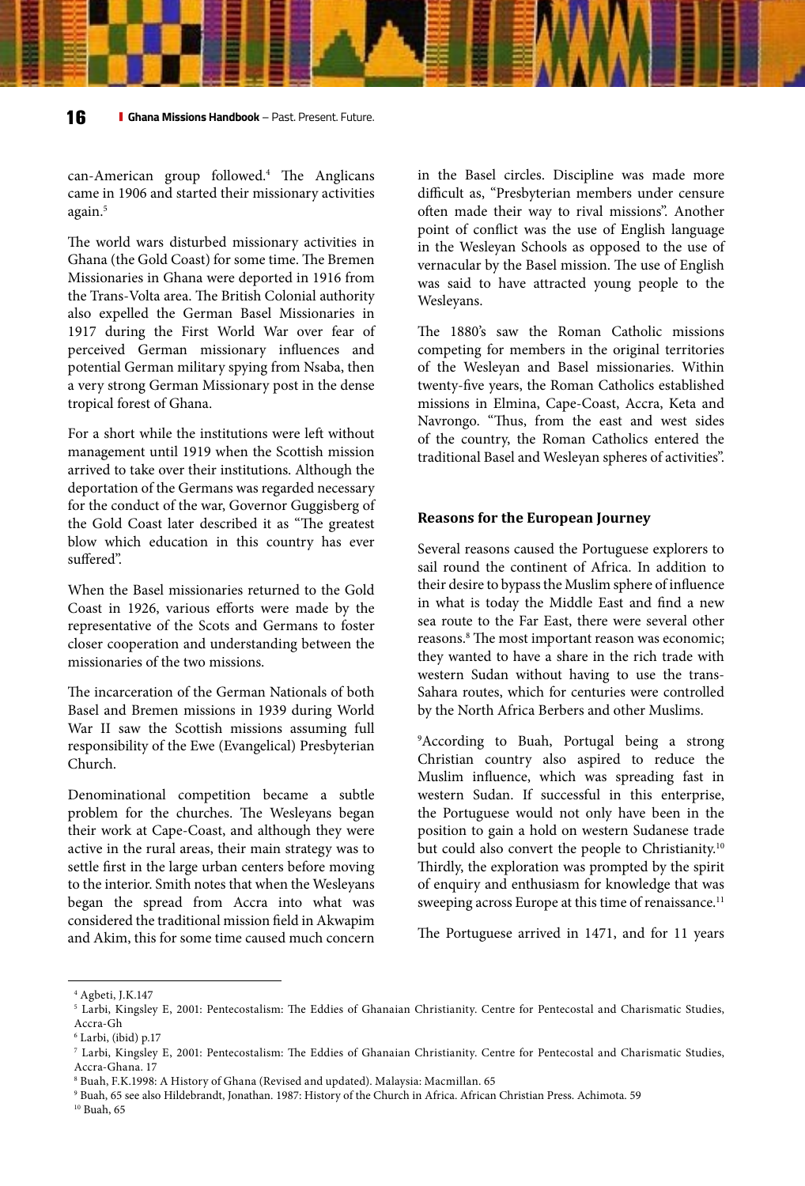can-American group followed.[4] The Anglicans came in 1906 and started their missionary activities again.[5]

The world wars disturbed missionary activities in Ghana (the Gold Coast) for some time. The Bremen Missionaries in Ghana were deported in 1916 from the Trans-Volta area. The British Colonial authority also expelled the German Basel Missionaries in 1917 during the First World War over fear of perceived German missionary influences and potential German military spying from Nsaba, then a very strong German Missionary post in the dense tropical forest of Ghana.

For a short while the institutions were left without management until 1919 when the Scottish mission arrived to take over their institutions. Although the deportation of the Germans was regarded necessary for the conduct of the war, Governor Guggisberg of the Gold Coast later described it as "The greatest blow which education in this country has ever suffered".

When the Basel missionaries returned to the Gold Coast in 1926, various efforts were made by the representative of the Scots and Germans to foster closer cooperation and understanding between the missionaries of the two missions.

The incarceration of the German Nationals of both Basel and Bremen missions in 1939 during World War II saw the Scottish missions assuming full responsibility of the Ewe (Evangelical) Presbyterian Church.

Denominational competition became a subtle problem for the churches. The Wesleyans began their work at Cape-Coast, and although they were active in the rural areas, their main strategy was to settle first in the large urban centers before moving to the interior. Smith notes that when the Wesleyans began the spread from Accra into what was considered the traditional mission field in Akwapim and Akim, this for some time caused much concern in the Basel circles. Discipline was made more difficult as, "Presbyterian members under censure often made their way to rival missions". Another point of conflict was the use of English language in the Wesleyan Schools as opposed to the use of vernacular by the Basel mission. The use of English was said to have attracted young people to the Wesleyans.

The 1880's saw the Roman Catholic missions competing for members in the original territories of the Wesleyan and Basel missionaries. Within twenty-five years, the Roman Catholics established missions in Elmina, Cape-Coast, Accra, Keta and Navrongo. "Thus, from the east and west sides of the country, the Roman Catholics entered the traditional Basel and Wesleyan spheres of activities".

### Reasons for the European Journey

Several reasons caused the Portuguese explorers to sail round the continent of Africa. In addition to their desire to bypass the Muslim sphere of influence in what is today the Middle East and find a new sea route to the Far East, there were several other reasons.[8] The most important reason was economic; they wanted to have a share in the rich trade with western Sudan without having to use the trans-Sahara routes, which for centuries were controlled by the North Africa Berbers and other Muslims.

[9]According to Buah, Portugal being a strong Christian country also aspired to reduce the Muslim influence, which was spreading fast in western Sudan. If successful in this enterprise, the Portuguese would not only have been in the position to gain a hold on western Sudanese trade but could also convert the people to Christianity.[10] Thirdly, the exploration was prompted by the spirit of enquiry and enthusiasm for knowledge that was sweeping across Europe at this time of renaissance.[11]

The Portuguese arrived in 1471, and for 11 years

---

[4] Agbeti, J.K.147

[5] Larbi, Kingsley E, 2001: Pentecostalism: The Eddies of Ghanaian Christianity. Centre for Pentecostal and Charismatic Studies, Accra-Gh

[6] Larbi, (ibid) p.17

[7] Larbi, Kingsley E, 2001: Pentecostalism: The Eddies of Ghanaian Christianity. Centre for Pentecostal and Charismatic Studies, Accra-Ghana. 17

[8] Buah, F.K.1998: A History of Ghana (Revised and updated). Malaysia: Macmillan. 65

[9] Buah, 65 see also Hildebrandt, Jonathan. 1987: History of the Church in Africa. African Christian Press. Achimota. 59

[10] Buah, 65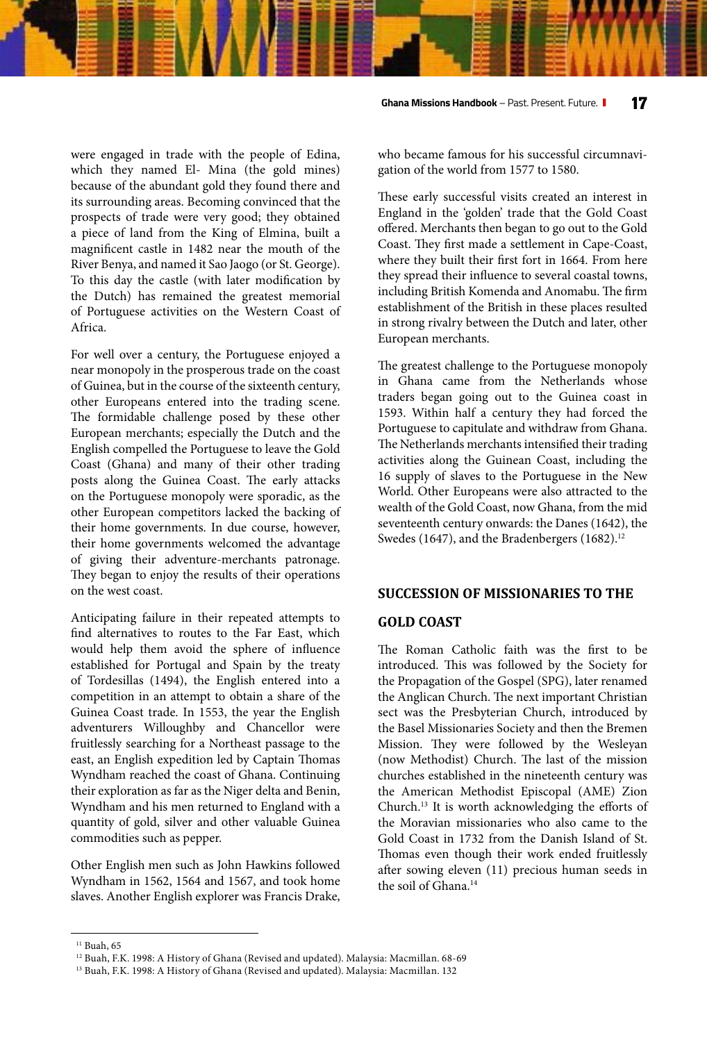were engaged in trade with the people of Edina, which they named El- Mina (the gold mines) because of the abundant gold they found there and its surrounding areas. Becoming convinced that the prospects of trade were very good; they obtained a piece of land from the King of Elmina, built a magnificent castle in 1482 near the mouth of the River Benya, and named it Sao Jaogo (or St. George). To this day the castle (with later modification by the Dutch) has remained the greatest memorial of Portuguese activities on the Western Coast of Africa.

For well over a century, the Portuguese enjoyed a near monopoly in the prosperous trade on the coast of Guinea, but in the course of the sixteenth century, other Europeans entered into the trading scene. The formidable challenge posed by these other European merchants; especially the Dutch and the English compelled the Portuguese to leave the Gold Coast (Ghana) and many of their other trading posts along the Guinea Coast. The early attacks on the Portuguese monopoly were sporadic, as the other European competitors lacked the backing of their home governments. In due course, however, their home governments welcomed the advantage of giving their adventure-merchants patronage. They began to enjoy the results of their operations on the west coast.

Anticipating failure in their repeated attempts to find alternatives to routes to the Far East, which would help them avoid the sphere of influence established for Portugal and Spain by the treaty of Tordesillas (1494), the English entered into a competition in an attempt to obtain a share of the Guinea Coast trade. In 1553, the year the English adventurers Willoughby and Chancellor were fruitlessly searching for a Northeast passage to the east, an English expedition led by Captain Thomas Wyndham reached the coast of Ghana. Continuing their exploration as far as the Niger delta and Benin, Wyndham and his men returned to England with a quantity of gold, silver and other valuable Guinea commodities such as pepper.

Other English men such as John Hawkins followed Wyndham in 1562, 1564 and 1567, and took home slaves. Another English explorer was Francis Drake, who became famous for his successful circumnavigation of the world from 1577 to 1580.

These early successful visits created an interest in England in the 'golden' trade that the Gold Coast offered. Merchants then began to go out to the Gold Coast. They first made a settlement in Cape-Coast, where they built their first fort in 1664. From here they spread their influence to several coastal towns, including British Komenda and Anomabu. The firm establishment of the British in these places resulted in strong rivalry between the Dutch and later, other European merchants.

The greatest challenge to the Portuguese monopoly in Ghana came from the Netherlands whose traders began going out to the Guinea coast in 1593. Within half a century they had forced the Portuguese to capitulate and withdraw from Ghana. The Netherlands merchants intensified their trading activities along the Guinean Coast, including the 16 supply of slaves to the Portuguese in the New World. Other Europeans were also attracted to the wealth of the Gold Coast, now Ghana, from the mid seventeenth century onwards: the Danes (1642), the Swedes (1647), and the Bradenbergers (1682).[12]

## SUCCESSION OF MISSIONARIES TO THE GOLD COAST

The Roman Catholic faith was the first to be introduced. This was followed by the Society for the Propagation of the Gospel (SPG), later renamed the Anglican Church. The next important Christian sect was the Presbyterian Church, introduced by the Basel Missionaries Society and then the Bremen Mission. They were followed by the Wesleyan (now Methodist) Church. The last of the mission churches established in the nineteenth century was the American Methodist Episcopal (AME) Zion Church.[13] It is worth acknowledging the efforts of the Moravian missionaries who also came to the Gold Coast in 1732 from the Danish Island of St. Thomas even though their work ended fruitlessly after sowing eleven (11) precious human seeds in the soil of Ghana.[14]

---

[11] Buah, 65

[12] Buah, F.K. 1998: A History of Ghana (Revised and updated). Malaysia: Macmillan. 68-69

[13] Buah, F.K. 1998: A History of Ghana (Revised and updated). Malaysia: Macmillan. 132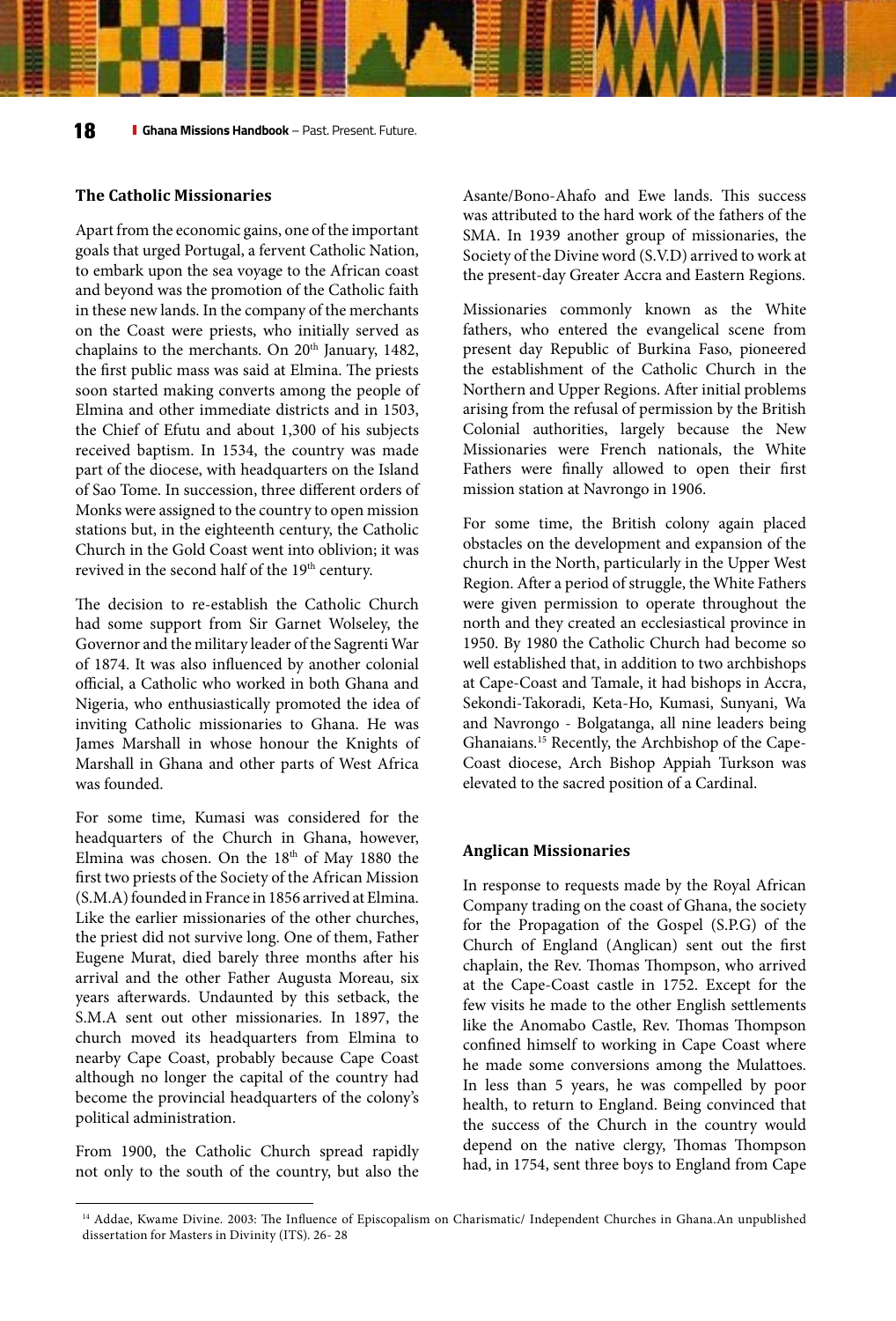### The Catholic Missionaries

Apart from the economic gains, one of the important goals that urged Portugal, a fervent Catholic Nation, to embark upon the sea voyage to the African coast and beyond was the promotion of the Catholic faith in these new lands. In the company of the merchants on the Coast were priests, who initially served as chaplains to the merchants. On 20th January, 1482, the first public mass was said at Elmina. The priests soon started making converts among the people of Elmina and other immediate districts and in 1503, the Chief of Efutu and about 1,300 of his subjects received baptism. In 1534, the country was made part of the diocese, with headquarters on the Island of Sao Tome. In succession, three different orders of Monks were assigned to the country to open mission stations but, in the eighteenth century, the Catholic Church in the Gold Coast went into oblivion; it was revived in the second half of the 19th century.

The decision to re-establish the Catholic Church had some support from Sir Garnet Wolseley, the Governor and the military leader of the Sagrenti War of 1874. It was also influenced by another colonial official, a Catholic who worked in both Ghana and Nigeria, who enthusiastically promoted the idea of inviting Catholic missionaries to Ghana. He was James Marshall in whose honour the Knights of Marshall in Ghana and other parts of West Africa was founded.

For some time, Kumasi was considered for the headquarters of the Church in Ghana, however, Elmina was chosen. On the 18th of May 1880 the first two priests of the Society of the African Mission (S.M.A) founded in France in 1856 arrived at Elmina. Like the earlier missionaries of the other churches, the priest did not survive long. One of them, Father Eugene Murat, died barely three months after his arrival and the other Father Augusta Moreau, six years afterwards. Undaunted by this setback, the S.M.A sent out other missionaries. In 1897, the church moved its headquarters from Elmina to nearby Cape Coast, probably because Cape Coast although no longer the capital of the country had become the provincial headquarters of the colony's political administration.

From 1900, the Catholic Church spread rapidly not only to the south of the country, but also the Asante/Bono-Ahafo and Ewe lands. This success was attributed to the hard work of the fathers of the SMA. In 1939 another group of missionaries, the Society of the Divine word (S.V.D) arrived to work at the present-day Greater Accra and Eastern Regions.

Missionaries commonly known as the White fathers, who entered the evangelical scene from present day Republic of Burkina Faso, pioneered the establishment of the Catholic Church in the Northern and Upper Regions. After initial problems arising from the refusal of permission by the British Colonial authorities, largely because the New Missionaries were French nationals, the White Fathers were finally allowed to open their first mission station at Navrongo in 1906.

For some time, the British colony again placed obstacles on the development and expansion of the church in the North, particularly in the Upper West Region. After a period of struggle, the White Fathers were given permission to operate throughout the north and they created an ecclesiastical province in 1950. By 1980 the Catholic Church had become so well established that, in addition to two archbishops at Cape-Coast and Tamale, it had bishops in Accra, Sekondi-Takoradi, Keta-Ho, Kumasi, Sunyani, Wa and Navrongo - Bolgatanga, all nine leaders being Ghanaians.[15] Recently, the Archbishop of the Cape-Coast diocese, Arch Bishop Appiah Turkson was elevated to the sacred position of a Cardinal.

### Anglican Missionaries

In response to requests made by the Royal African Company trading on the coast of Ghana, the society for the Propagation of the Gospel (S.P.G) of the Church of England (Anglican) sent out the first chaplain, the Rev. Thomas Thompson, who arrived at the Cape-Coast castle in 1752. Except for the few visits he made to the other English settlements like the Anomabo Castle, Rev. Thomas Thompson confined himself to working in Cape Coast where he made some conversions among the Mulattoes. In less than 5 years, he was compelled by poor health, to return to England. Being convinced that the success of the Church in the country would depend on the native clergy, Thomas Thompson had, in 1754, sent three boys to England from Cape

[14] Addae, Kwame Divine. 2003: The Influence of Episcopalism on Charismatic/ Independent Churches in Ghana.An unpublished dissertation for Masters in Divinity (ITS). 26- 28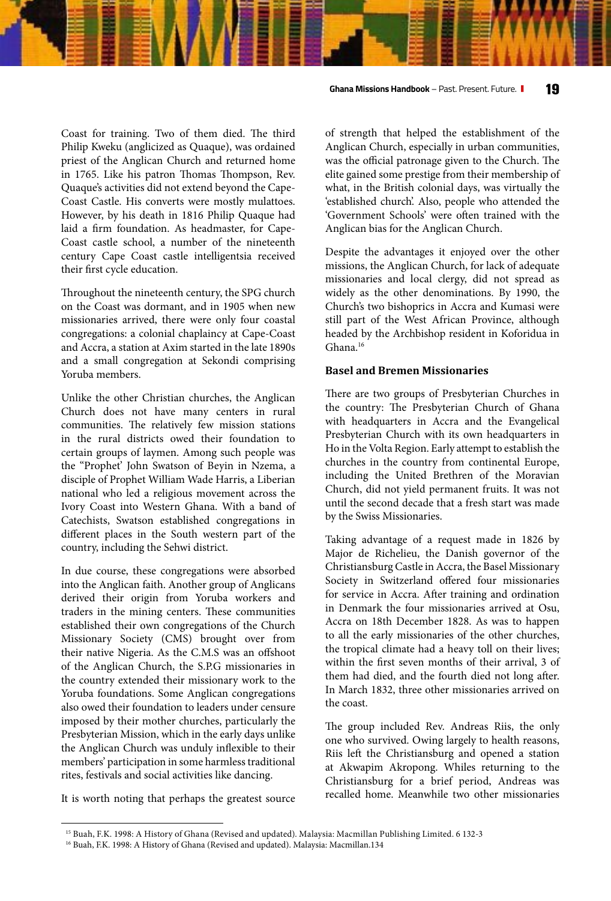Coast for training. Two of them died. The third Philip Kweku (anglicized as Quaque), was ordained priest of the Anglican Church and returned home in 1765. Like his patron Thomas Thompson, Rev. Quaque's activities did not extend beyond the Cape-Coast Castle. His converts were mostly mulattoes. However, by his death in 1816 Philip Quaque had laid a firm foundation. As headmaster, for Cape-Coast castle school, a number of the nineteenth century Cape Coast castle intelligentsia received their first cycle education.

Throughout the nineteenth century, the SPG church on the Coast was dormant, and in 1905 when new missionaries arrived, there were only four coastal congregations: a colonial chaplaincy at Cape-Coast and Accra, a station at Axim started in the late 1890s and a small congregation at Sekondi comprising Yoruba members.

Unlike the other Christian churches, the Anglican Church does not have many centers in rural communities. The relatively few mission stations in the rural districts owed their foundation to certain groups of laymen. Among such people was the "Prophet' John Swatson of Beyin in Nzema, a disciple of Prophet William Wade Harris, a Liberian national who led a religious movement across the Ivory Coast into Western Ghana. With a band of Catechists, Swatson established congregations in different places in the South western part of the country, including the Sehwi district.

In due course, these congregations were absorbed into the Anglican faith. Another group of Anglicans derived their origin from Yoruba workers and traders in the mining centers. These communities established their own congregations of the Church Missionary Society (CMS) brought over from their native Nigeria. As the C.M.S was an offshoot of the Anglican Church, the S.P.G missionaries in the country extended their missionary work to the Yoruba foundations. Some Anglican congregations also owed their foundation to leaders under censure imposed by their mother churches, particularly the Presbyterian Mission, which in the early days unlike the Anglican Church was unduly inflexible to their members' participation in some harmless traditional rites, festivals and social activities like dancing.

It is worth noting that perhaps the greatest source of strength that helped the establishment of the Anglican Church, especially in urban communities, was the official patronage given to the Church. The elite gained some prestige from their membership of what, in the British colonial days, was virtually the 'established church'. Also, people who attended the 'Government Schools' were often trained with the Anglican bias for the Anglican Church.

Despite the advantages it enjoyed over the other missions, the Anglican Church, for lack of adequate missionaries and local clergy, did not spread as widely as the other denominations. By 1990, the Church's two bishoprics in Accra and Kumasi were still part of the West African Province, although headed by the Archbishop resident in Koforidua in Ghana.[16]

### Basel and Bremen Missionaries

There are two groups of Presbyterian Churches in the country: The Presbyterian Church of Ghana with headquarters in Accra and the Evangelical Presbyterian Church with its own headquarters in Ho in the Volta Region. Early attempt to establish the churches in the country from continental Europe, including the United Brethren of the Moravian Church, did not yield permanent fruits. It was not until the second decade that a fresh start was made by the Swiss Missionaries.

Taking advantage of a request made in 1826 by Major de Richelieu, the Danish governor of the Christiansburg Castle in Accra, the Basel Missionary Society in Switzerland offered four missionaries for service in Accra. After training and ordination in Denmark the four missionaries arrived at Osu, Accra on 18th December 1828. As was to happen to all the early missionaries of the other churches, the tropical climate had a heavy toll on their lives; within the first seven months of their arrival, 3 of them had died, and the fourth died not long after. In March 1832, three other missionaries arrived on the coast.

The group included Rev. Andreas Riis, the only one who survived. Owing largely to health reasons, Riis left the Christiansburg and opened a station at Akwapim Akropong. Whiles returning to the Christiansburg for a brief period, Andreas was recalled home. Meanwhile two other missionaries

---

[15] Buah, F.K. 1998: A History of Ghana (Revised and updated). Malaysia: Macmillan Publishing Limited. 6 132-3

[16] Buah, F.K. 1998: A History of Ghana (Revised and updated). Malaysia: Macmillan.134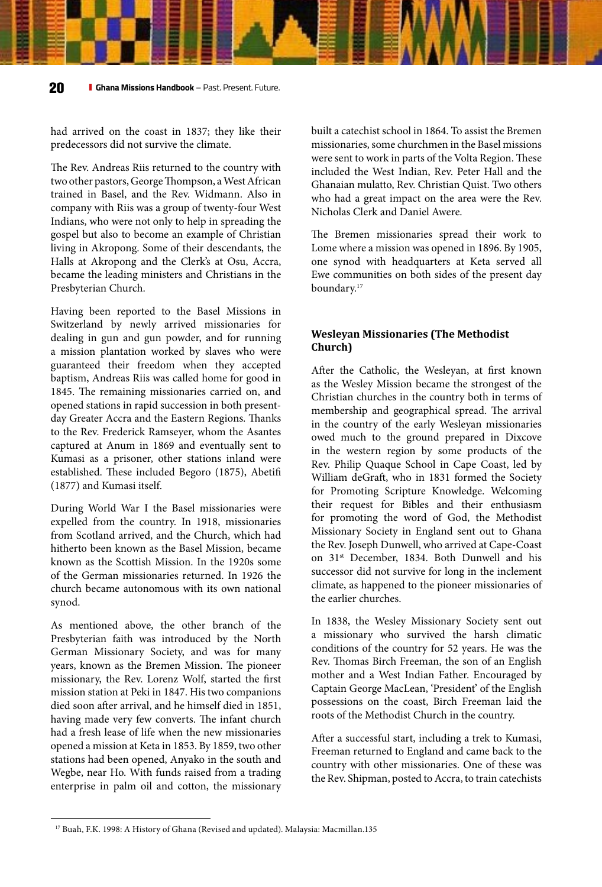had arrived on the coast in 1837; they like their predecessors did not survive the climate.

The Rev. Andreas Riis returned to the country with two other pastors, George Thompson, a West African trained in Basel, and the Rev. Widmann. Also in company with Riis was a group of twenty-four West Indians, who were not only to help in spreading the gospel but also to become an example of Christian living in Akropong. Some of their descendants, the Halls at Akropong and the Clerk's at Osu, Accra, became the leading ministers and Christians in the Presbyterian Church.

Having been reported to the Basel Missions in Switzerland by newly arrived missionaries for dealing in gun and gun powder, and for running a mission plantation worked by slaves who were guaranteed their freedom when they accepted baptism, Andreas Riis was called home for good in 1845. The remaining missionaries carried on, and opened stations in rapid succession in both present-day Greater Accra and the Eastern Regions. Thanks to the Rev. Frederick Ramseyer, whom the Asantes captured at Anum in 1869 and eventually sent to Kumasi as a prisoner, other stations inland were established. These included Begoro (1875), Abetifi (1877) and Kumasi itself.

During World War I the Basel missionaries were expelled from the country. In 1918, missionaries from Scotland arrived, and the Church, which had hitherto been known as the Basel Mission, became known as the Scottish Mission. In the 1920s some of the German missionaries returned. In 1926 the church became autonomous with its own national synod.

As mentioned above, the other branch of the Presbyterian faith was introduced by the North German Missionary Society, and was for many years, known as the Bremen Mission. The pioneer missionary, the Rev. Lorenz Wolf, started the first mission station at Peki in 1847. His two companions died soon after arrival, and he himself died in 1851, having made very few converts. The infant church had a fresh lease of life when the new missionaries opened a mission at Keta in 1853. By 1859, two other stations had been opened, Anyako in the south and Wegbe, near Ho. With funds raised from a trading enterprise in palm oil and cotton, the missionary built a catechist school in 1864. To assist the Bremen missionaries, some churchmen in the Basel missions were sent to work in parts of the Volta Region. These included the West Indian, Rev. Peter Hall and the Ghanaian mulatto, Rev. Christian Quist. Two others who had a great impact on the area were the Rev. Nicholas Clerk and Daniel Awere.

The Bremen missionaries spread their work to Lome where a mission was opened in 1896. By 1905, one synod with headquarters at Keta served all Ewe communities on both sides of the present day boundary.[17]

### Wesleyan Missionaries (The Methodist Church)

After the Catholic, the Wesleyan, at first known as the Wesley Mission became the strongest of the Christian churches in the country both in terms of membership and geographical spread. The arrival in the country of the early Wesleyan missionaries owed much to the ground prepared in Dixcove in the western region by some products of the Rev. Philip Quaque School in Cape Coast, led by William deGraft, who in 1831 formed the Society for Promoting Scripture Knowledge. Welcoming their request for Bibles and their enthusiasm for promoting the word of God, the Methodist Missionary Society in England sent out to Ghana the Rev. Joseph Dunwell, who arrived at Cape-Coast on 31st December, 1834. Both Dunwell and his successor did not survive for long in the inclement climate, as happened to the pioneer missionaries of the earlier churches.

In 1838, the Wesley Missionary Society sent out a missionary who survived the harsh climatic conditions of the country for 52 years. He was the Rev. Thomas Birch Freeman, the son of an English mother and a West Indian Father. Encouraged by Captain George MacLean, 'President' of the English possessions on the coast, Birch Freeman laid the roots of the Methodist Church in the country.

After a successful start, including a trek to Kumasi, Freeman returned to England and came back to the country with other missionaries. One of these was the Rev. Shipman, posted to Accra, to train catechists

[17] Buah, F.K. 1998: A History of Ghana (Revised and updated). Malaysia: Macmillan.135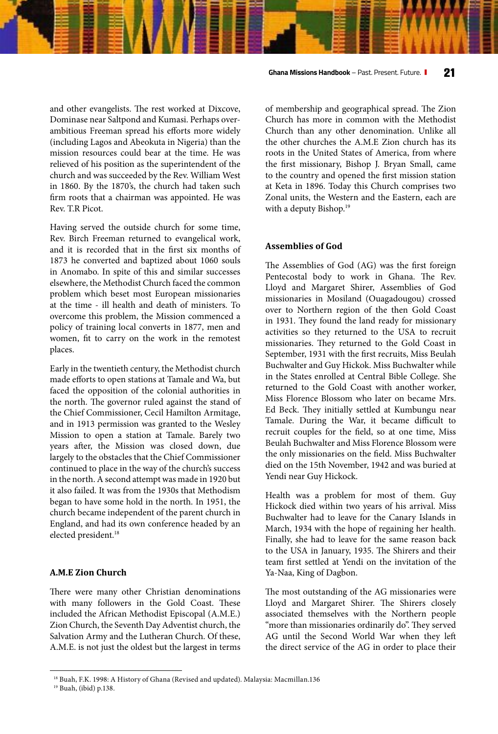and other evangelists. The rest worked at Dixcove, Dominase near Saltpond and Kumasi. Perhaps over-ambitious Freeman spread his efforts more widely (including Lagos and Abeokuta in Nigeria) than the mission resources could bear at the time. He was relieved of his position as the superintendent of the church and was succeeded by the Rev. William West in 1860. By the 1870's, the church had taken such firm roots that a chairman was appointed. He was Rev. T.R Picot.

Having served the outside church for some time, Rev. Birch Freeman returned to evangelical work, and it is recorded that in the first six months of 1873 he converted and baptized about 1060 souls in Anomabo. In spite of this and similar successes elsewhere, the Methodist Church faced the common problem which beset most European missionaries at the time - ill health and death of ministers. To overcome this problem, the Mission commenced a policy of training local converts in 1877, men and women, fit to carry on the work in the remotest places.

Early in the twentieth century, the Methodist church made efforts to open stations at Tamale and Wa, but faced the opposition of the colonial authorities in the north. The governor ruled against the stand of the Chief Commissioner, Cecil Hamilton Armitage, and in 1913 permission was granted to the Wesley Mission to open a station at Tamale. Barely two years after, the Mission was closed down, due largely to the obstacles that the Chief Commissioner continued to place in the way of the church's success in the north. A second attempt was made in 1920 but it also failed. It was from the 1930s that Methodism began to have some hold in the north. In 1951, the church became independent of the parent church in England, and had its own conference headed by an elected president.[18]

### A.M.E Zion Church

There were many other Christian denominations with many followers in the Gold Coast. These included the African Methodist Episcopal (A.M.E.) Zion Church, the Seventh Day Adventist church, the Salvation Army and the Lutheran Church. Of these, A.M.E. is not just the oldest but the largest in terms of membership and geographical spread. The Zion Church has more in common with the Methodist Church than any other denomination. Unlike all the other churches the A.M.E Zion church has its roots in the United States of America, from where the first missionary, Bishop J. Bryan Small, came to the country and opened the first mission station at Keta in 1896. Today this Church comprises two Zonal units, the Western and the Eastern, each are with a deputy Bishop.[19]

### Assemblies of God

The Assemblies of God (AG) was the first foreign Pentecostal body to work in Ghana. The Rev. Lloyd and Margaret Shirer, Assemblies of God missionaries in Mosiland (Ouagadougou) crossed over to Northern region of the then Gold Coast in 1931. They found the land ready for missionary activities so they returned to the USA to recruit missionaries. They returned to the Gold Coast in September, 1931 with the first recruits, Miss Beulah Buchwalter and Guy Hickok. Miss Buchwalter while in the States enrolled at Central Bible College. She returned to the Gold Coast with another worker, Miss Florence Blossom who later on became Mrs. Ed Beck. They initially settled at Kumbungu near Tamale. During the War, it became difficult to recruit couples for the field, so at one time, Miss Beulah Buchwalter and Miss Florence Blossom were the only missionaries on the field. Miss Buchwalter died on the 15th November, 1942 and was buried at Yendi near Guy Hickock.

Health was a problem for most of them. Guy Hickock died within two years of his arrival. Miss Buchwalter had to leave for the Canary Islands in March, 1934 with the hope of regaining her health. Finally, she had to leave for the same reason back to the USA in January, 1935. The Shirers and their team first settled at Yendi on the invitation of the Ya-Naa, King of Dagbon.

The most outstanding of the AG missionaries were Lloyd and Margaret Shirer. The Shirers closely associated themselves with the Northern people "more than missionaries ordinarily do". They served AG until the Second World War when they left the direct service of the AG in order to place their

---

[18] Buah, F.K. 1998: A History of Ghana (Revised and updated). Malaysia: Macmillan.136

[19] Buah, (ibid) p.138.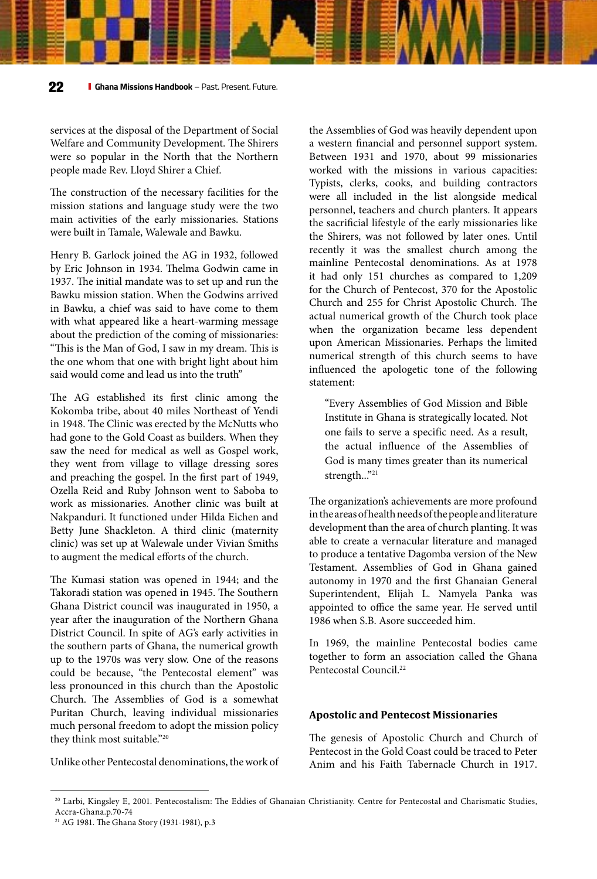services at the disposal of the Department of Social Welfare and Community Development. The Shirers were so popular in the North that the Northern people made Rev. Lloyd Shirer a Chief.

The construction of the necessary facilities for the mission stations and language study were the two main activities of the early missionaries. Stations were built in Tamale, Walewale and Bawku.

Henry B. Garlock joined the AG in 1932, followed by Eric Johnson in 1934. Thelma Godwin came in 1937. The initial mandate was to set up and run the Bawku mission station. When the Godwins arrived in Bawku, a chief was said to have come to them with what appeared like a heart-warming message about the prediction of the coming of missionaries: "This is the Man of God, I saw in my dream. This is the one whom that one with bright light about him said would come and lead us into the truth"

The AG established its first clinic among the Kokomba tribe, about 40 miles Northeast of Yendi in 1948. The Clinic was erected by the McNutts who had gone to the Gold Coast as builders. When they saw the need for medical as well as Gospel work, they went from village to village dressing sores and preaching the gospel. In the first part of 1949, Ozella Reid and Ruby Johnson went to Saboba to work as missionaries. Another clinic was built at Nakpanduri. It functioned under Hilda Eichen and Betty June Shackleton. A third clinic (maternity clinic) was set up at Walewale under Vivian Smiths to augment the medical efforts of the church.

The Kumasi station was opened in 1944; and the Takoradi station was opened in 1945. The Southern Ghana District council was inaugurated in 1950, a year after the inauguration of the Northern Ghana District Council. In spite of AG's early activities in the southern parts of Ghana, the numerical growth up to the 1970s was very slow. One of the reasons could be because, "the Pentecostal element" was less pronounced in this church than the Apostolic Church. The Assemblies of God is a somewhat Puritan Church, leaving individual missionaries much personal freedom to adopt the mission policy they think most suitable."[20]

Unlike other Pentecostal denominations, the work of the Assemblies of God was heavily dependent upon a western financial and personnel support system. Between 1931 and 1970, about 99 missionaries worked with the missions in various capacities: Typists, clerks, cooks, and building contractors were all included in the list alongside medical personnel, teachers and church planters. It appears the sacrificial lifestyle of the early missionaries like the Shirers, was not followed by later ones. Until recently it was the smallest church among the mainline Pentecostal denominations. As at 1978 it had only 151 churches as compared to 1,209 for the Church of Pentecost, 370 for the Apostolic Church and 255 for Christ Apostolic Church. The actual numerical growth of the Church took place when the organization became less dependent upon American Missionaries. Perhaps the limited numerical strength of this church seems to have influenced the apologetic tone of the following statement:

> "Every Assemblies of God Mission and Bible Institute in Ghana is strategically located. Not one fails to serve a specific need. As a result, the actual influence of the Assemblies of God is many times greater than its numerical strength..."[21]

The organization's achievements are more profound in the areas of health needs of the people and literature development than the area of church planting. It was able to create a vernacular literature and managed to produce a tentative Dagomba version of the New Testament. Assemblies of God in Ghana gained autonomy in 1970 and the first Ghanaian General Superintendent, Elijah L. Namyela Panka was appointed to office the same year. He served until 1986 when S.B. Asore succeeded him.

In 1969, the mainline Pentecostal bodies came together to form an association called the Ghana Pentecostal Council.[22]

### Apostolic and Pentecost Missionaries

The genesis of Apostolic Church and Church of Pentecost in the Gold Coast could be traced to Peter Anim and his Faith Tabernacle Church in 1917.

---

[20] Larbi, Kingsley E, 2001. Pentecostalism: The Eddies of Ghanaian Christianity. Centre for Pentecostal and Charismatic Studies, Accra-Ghana.p.70-74

[21] AG 1981. The Ghana Story (1931-1981), p.3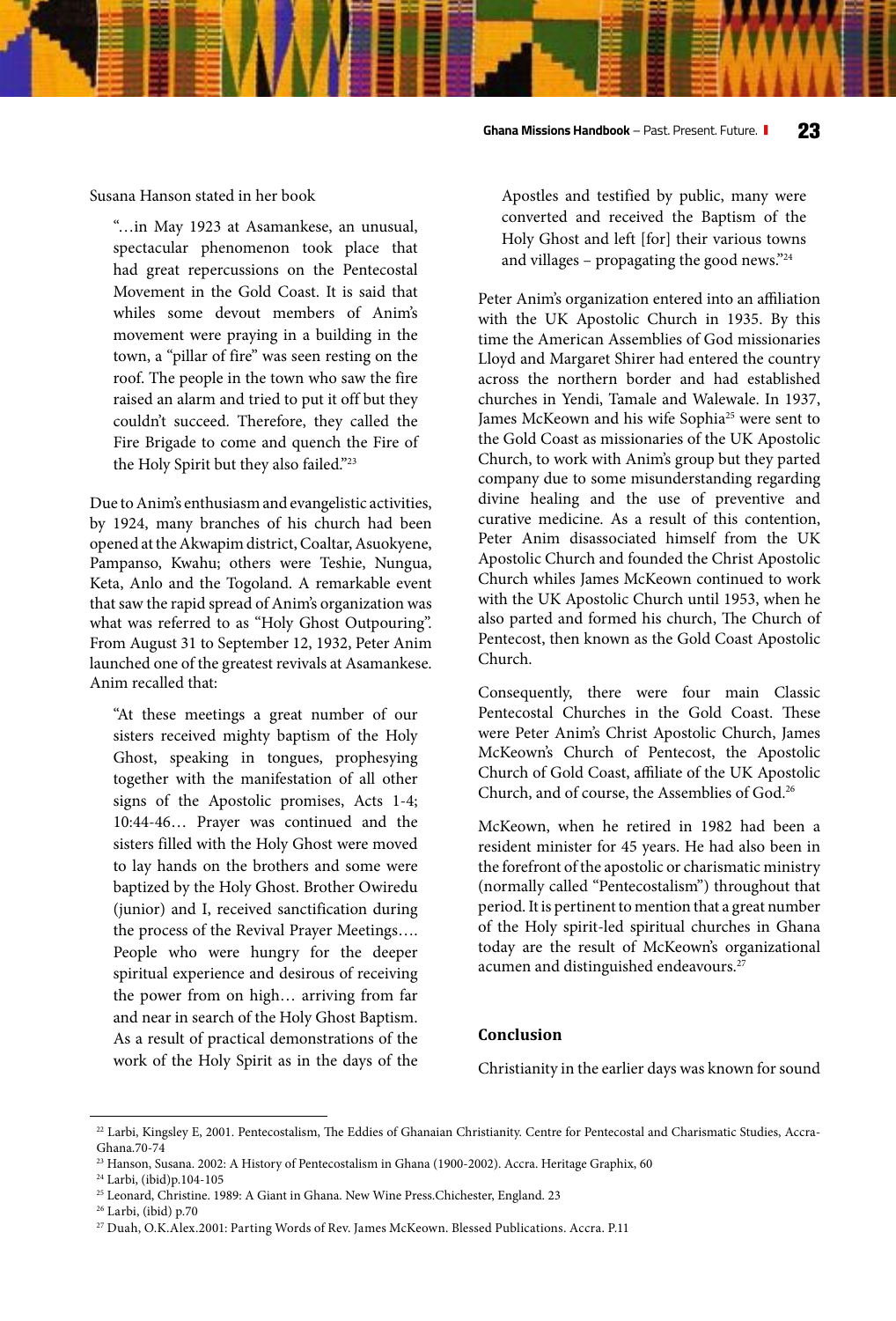Susana Hanson stated in her book

> "…in May 1923 at Asamankese, an unusual, spectacular phenomenon took place that had great repercussions on the Pentecostal Movement in the Gold Coast. It is said that whiles some devout members of Anim's movement were praying in a building in the town, a "pillar of fire" was seen resting on the roof. The people in the town who saw the fire raised an alarm and tried to put it off but they couldn't succeed. Therefore, they called the Fire Brigade to come and quench the Fire of the Holy Spirit but they also failed."[23]

Due to Anim's enthusiasm and evangelistic activities, by 1924, many branches of his church had been opened at the Akwapim district, Coaltar, Asuokyene, Pampanso, Kwahu; others were Teshie, Nungua, Keta, Anlo and the Togoland. A remarkable event that saw the rapid spread of Anim's organization was what was referred to as "Holy Ghost Outpouring". From August 31 to September 12, 1932, Peter Anim launched one of the greatest revivals at Asamankese. Anim recalled that:

> "At these meetings a great number of our sisters received mighty baptism of the Holy Ghost, speaking in tongues, prophesying together with the manifestation of all other signs of the Apostolic promises, Acts 1-4; 10:44-46… Prayer was continued and the sisters filled with the Holy Ghost were moved to lay hands on the brothers and some were baptized by the Holy Ghost. Brother Owiredu (junior) and I, received sanctification during the process of the Revival Prayer Meetings…. People who were hungry for the deeper spiritual experience and desirous of receiving the power from on high… arriving from far and near in search of the Holy Ghost Baptism. As a result of practical demonstrations of the work of the Holy Spirit as in the days of the Apostles and testified by public, many were converted and received the Baptism of the Holy Ghost and left [for] their various towns and villages – propagating the good news."[24]

Peter Anim's organization entered into an affiliation with the UK Apostolic Church in 1935. By this time the American Assemblies of God missionaries Lloyd and Margaret Shirer had entered the country across the northern border and had established churches in Yendi, Tamale and Walewale. In 1937, James McKeown and his wife Sophia[25] were sent to the Gold Coast as missionaries of the UK Apostolic Church, to work with Anim's group but they parted company due to some misunderstanding regarding divine healing and the use of preventive and curative medicine. As a result of this contention, Peter Anim disassociated himself from the UK Apostolic Church and founded the Christ Apostolic Church whiles James McKeown continued to work with the UK Apostolic Church until 1953, when he also parted and formed his church, The Church of Pentecost, then known as the Gold Coast Apostolic Church.

Consequently, there were four main Classic Pentecostal Churches in the Gold Coast. These were Peter Anim's Christ Apostolic Church, James McKeown's Church of Pentecost, the Apostolic Church of Gold Coast, affiliate of the UK Apostolic Church, and of course, the Assemblies of God.[26]

McKeown, when he retired in 1982 had been a resident minister for 45 years. He had also been in the forefront of the apostolic or charismatic ministry (normally called "Pentecostalism") throughout that period. It is pertinent to mention that a great number of the Holy spirit-led spiritual churches in Ghana today are the result of McKeown's organizational acumen and distinguished endeavours.[27]

### Conclusion

Christianity in the earlier days was known for sound

---

[22] Larbi, Kingsley E, 2001. Pentecostalism, The Eddies of Ghanaian Christianity. Centre for Pentecostal and Charismatic Studies, Accra-Ghana.70-74

[23] Hanson, Susana. 2002: A History of Pentecostalism in Ghana (1900-2002). Accra. Heritage Graphix, 60

[24] Larbi, (ibid)p.104-105

[25] Leonard, Christine. 1989: A Giant in Ghana. New Wine Press.Chichester, England. 23

[26] Larbi, (ibid) p.70

[27] Duah, O.K.Alex.2001: Parting Words of Rev. James McKeown. Blessed Publications. Accra. P.11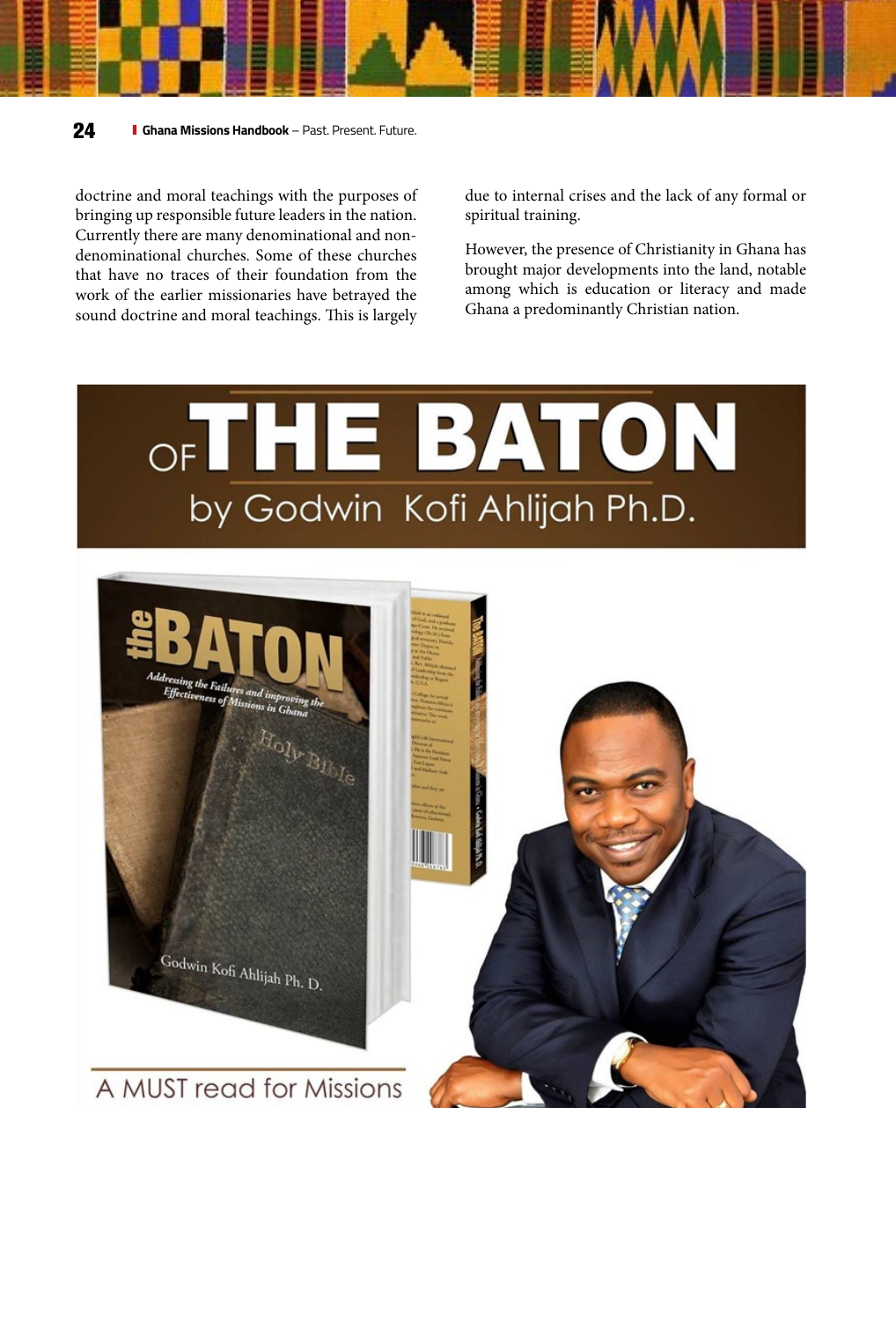doctrine and moral teachings with the purposes of bringing up responsible future leaders in the nation. Currently there are many denominational and non-denominational churches. Some of these churches that have no traces of their foundation from the work of the earlier missionaries have betrayed the sound doctrine and moral teachings. This is largely due to internal crises and the lack of any formal or spiritual training.

However, the presence of Christianity in Ghana has brought major developments into the land, notable among which is education or literacy and made Ghana a predominantly Christian nation.

# OF THE BATON

by Godwin Kofi Ahlijah Ph.D.

**the BATON**

*Addressing the Failures and improving the Effectiveness of Missions in Ghana*

Godwin Kofi Ahlijah Ph. D.

A MUST read for Missions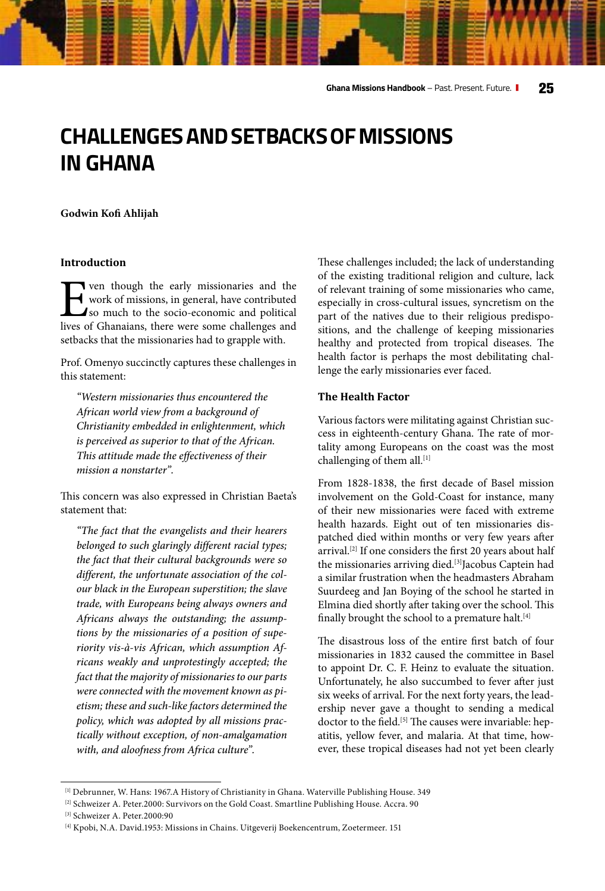# CHALLENGES AND SETBACKS OF MISSIONS IN GHANA

**Godwin Kofi Ahlijah**

### Introduction

Even though the early missionaries and the work of missions, in general, have contributed so much to the socio-economic and political lives of Ghanaians, there were some challenges and setbacks that the missionaries had to grapple with.

Prof. Omenyo succinctly captures these challenges in this statement:

> *"Western missionaries thus encountered the African world view from a background of Christianity embedded in enlightenment, which is perceived as superior to that of the African. This attitude made the effectiveness of their mission a nonstarter".*

This concern was also expressed in Christian Baeta's statement that:

> *"The fact that the evangelists and their hearers belonged to such glaringly different racial types; the fact that their cultural backgrounds were so different, the unfortunate association of the colour black in the European superstition; the slave trade, with Europeans being always owners and Africans always the outstanding; the assumptions by the missionaries of a position of superiority vis-à-vis African, which assumption Africans weakly and unprotestingly accepted; the fact that the majority of missionaries to our parts were connected with the movement known as pietism; these and such-like factors determined the policy, which was adopted by all missions practically without exception, of non-amalgamation with, and aloofness from Africa culture".*

These challenges included; the lack of understanding of the existing traditional religion and culture, lack of relevant training of some missionaries who came, especially in cross-cultural issues, syncretism on the part of the natives due to their religious predispositions, and the challenge of keeping missionaries healthy and protected from tropical diseases. The health factor is perhaps the most debilitating challenge the early missionaries ever faced.

### The Health Factor

Various factors were militating against Christian success in eighteenth-century Ghana. The rate of mortality among Europeans on the coast was the most challenging of them all.[1]

From 1828-1838, the first decade of Basel mission involvement on the Gold-Coast for instance, many of their new missionaries were faced with extreme health hazards. Eight out of ten missionaries dispatched died within months or very few years after arrival.[2] If one considers the first 20 years about half the missionaries arriving died.[3] Jacobus Captein had a similar frustration when the headmasters Abraham Suurdeeg and Jan Boying of the school he started in Elmina died shortly after taking over the school. This finally brought the school to a premature halt.[4]

The disastrous loss of the entire first batch of four missionaries in 1832 caused the committee in Basel to appoint Dr. C. F. Heinz to evaluate the situation. Unfortunately, he also succumbed to fever after just six weeks of arrival. For the next forty years, the leadership never gave a thought to sending a medical doctor to the field.[5] The causes were invariable: hepatitis, yellow fever, and malaria. At that time, however, these tropical diseases had not yet been clearly

---

[1] Debrunner, W. Hans: 1967.A History of Christianity in Ghana. Waterville Publishing House. 349

[2] Schweizer A. Peter.2000: Survivors on the Gold Coast. Smartline Publishing House. Accra. 90

[3] Schweizer A. Peter.2000:90

[4] Kpobi, N.A. David.1953: Missions in Chains. Uitgeverij Boekencentrum, Zoetermeer. 151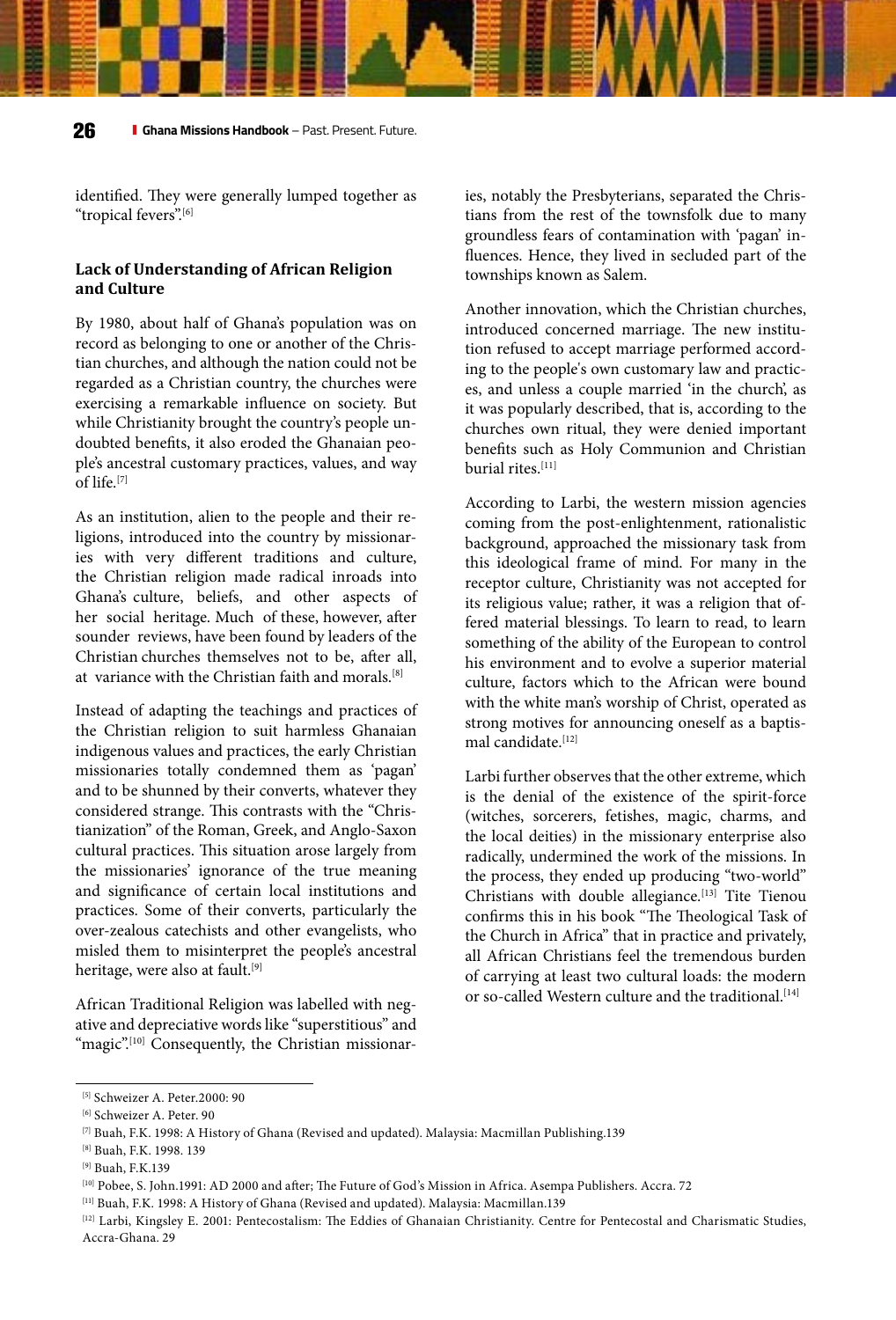identified. They were generally lumped together as "tropical fevers".[6]

## Lack of Understanding of African Religion and Culture

By 1980, about half of Ghana's population was on record as belonging to one or another of the Christian churches, and although the nation could not be regarded as a Christian country, the churches were exercising a remarkable influence on society. But while Christianity brought the country's people undoubted benefits, it also eroded the Ghanaian people's ancestral customary practices, values, and way of life.[7]

As an institution, alien to the people and their religions, introduced into the country by missionaries with very different traditions and culture, the Christian religion made radical inroads into Ghana's culture, beliefs, and other aspects of her social heritage. Much of these, however, after sounder reviews, have been found by leaders of the Christian churches themselves not to be, after all, at variance with the Christian faith and morals.[8]

Instead of adapting the teachings and practices of the Christian religion to suit harmless Ghanaian indigenous values and practices, the early Christian missionaries totally condemned them as 'pagan' and to be shunned by their converts, whatever they considered strange. This contrasts with the "Christianization" of the Roman, Greek, and Anglo-Saxon cultural practices. This situation arose largely from the missionaries' ignorance of the true meaning and significance of certain local institutions and practices. Some of their converts, particularly the over-zealous catechists and other evangelists, who misled them to misinterpret the people's ancestral heritage, were also at fault.[9]

African Traditional Religion was labelled with negative and depreciative words like "superstitious" and "magic".[10] Consequently, the Christian missionaries, notably the Presbyterians, separated the Christians from the rest of the townsfolk due to many groundless fears of contamination with 'pagan' influences. Hence, they lived in secluded part of the townships known as Salem.

Another innovation, which the Christian churches, introduced concerned marriage. The new institution refused to accept marriage performed according to the people's own customary law and practices, and unless a couple married 'in the church', as it was popularly described, that is, according to the churches own ritual, they were denied important benefits such as Holy Communion and Christian burial rites.[11]

According to Larbi, the western mission agencies coming from the post-enlightenment, rationalistic background, approached the missionary task from this ideological frame of mind. For many in the receptor culture, Christianity was not accepted for its religious value; rather, it was a religion that offered material blessings. To learn to read, to learn something of the ability of the European to control his environment and to evolve a superior material culture, factors which to the African were bound with the white man's worship of Christ, operated as strong motives for announcing oneself as a baptismal candidate.[12]

Larbi further observes that the other extreme, which is the denial of the existence of the spirit-force (witches, sorcerers, fetishes, magic, charms, and the local deities) in the missionary enterprise also radically, undermined the work of the missions. In the process, they ended up producing "two-world" Christians with double allegiance.[13] Tite Tienou confirms this in his book "The Theological Task of the Church in Africa" that in practice and privately, all African Christians feel the tremendous burden of carrying at least two cultural loads: the modern or so-called Western culture and the traditional.[14]

---

[5] Schweizer A. Peter.2000: 90

[6] Schweizer A. Peter. 90

[7] Buah, F.K. 1998: A History of Ghana (Revised and updated). Malaysia: Macmillan Publishing.139

[8] Buah, F.K. 1998. 139

[9] Buah, F.K.139

[10] Pobee, S. John.1991: AD 2000 and after; The Future of God's Mission in Africa. Asempa Publishers. Accra. 72

[11] Buah, F.K. 1998: A History of Ghana (Revised and updated). Malaysia: Macmillan.139

[12] Larbi, Kingsley E. 2001: Pentecostalism: The Eddies of Ghanaian Christianity. Centre for Pentecostal and Charismatic Studies, Accra-Ghana. 29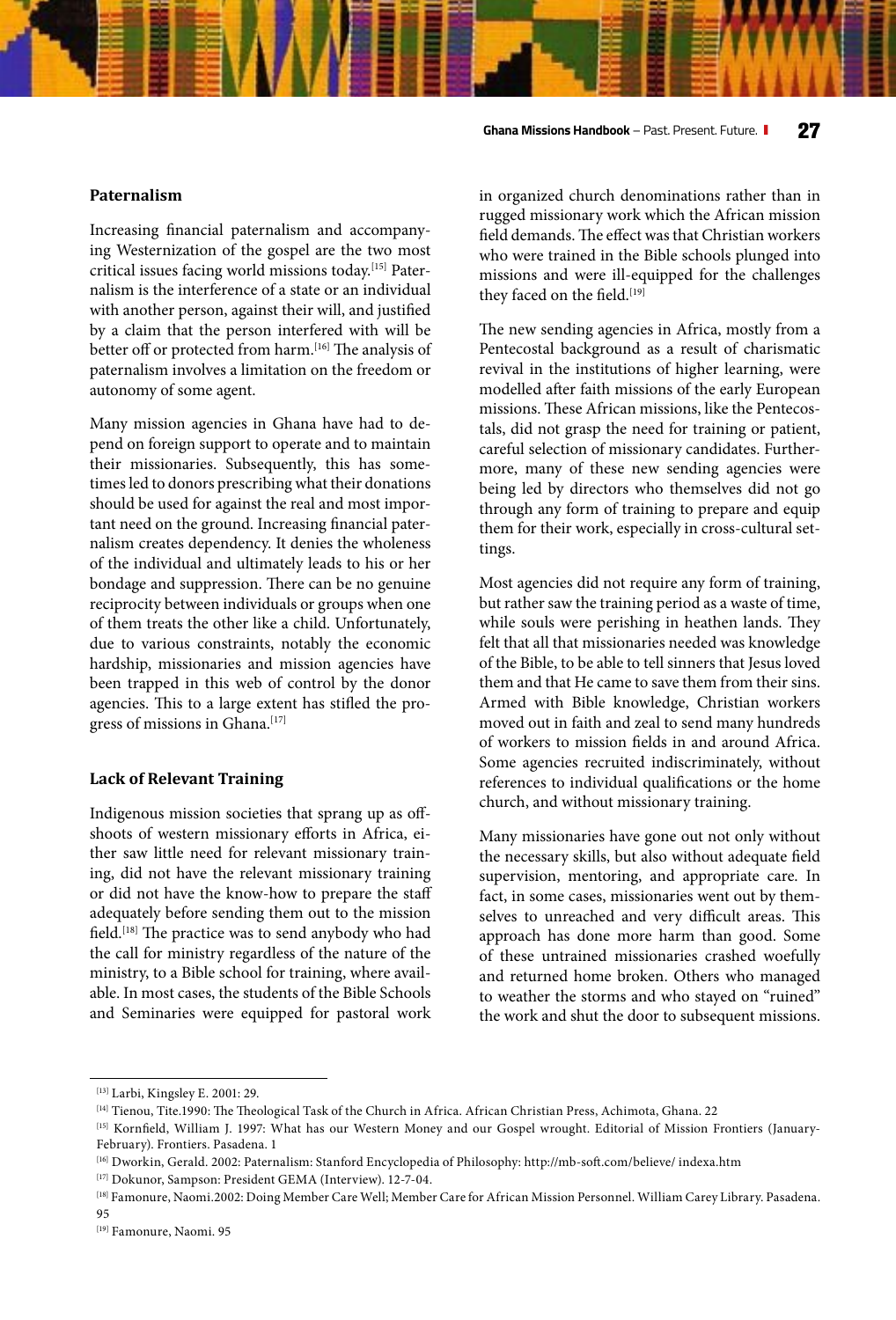### Paternalism

Increasing financial paternalism and accompanying Westernization of the gospel are the two most critical issues facing world missions today.[15] Paternalism is the interference of a state or an individual with another person, against their will, and justified by a claim that the person interfered with will be better off or protected from harm.[16] The analysis of paternalism involves a limitation on the freedom or autonomy of some agent.

Many mission agencies in Ghana have had to depend on foreign support to operate and to maintain their missionaries. Subsequently, this has sometimes led to donors prescribing what their donations should be used for against the real and most important need on the ground. Increasing financial paternalism creates dependency. It denies the wholeness of the individual and ultimately leads to his or her bondage and suppression. There can be no genuine reciprocity between individuals or groups when one of them treats the other like a child. Unfortunately, due to various constraints, notably the economic hardship, missionaries and mission agencies have been trapped in this web of control by the donor agencies. This to a large extent has stifled the progress of missions in Ghana.[17]

### Lack of Relevant Training

Indigenous mission societies that sprang up as offshoots of western missionary efforts in Africa, either saw little need for relevant missionary training, did not have the relevant missionary training or did not have the know-how to prepare the staff adequately before sending them out to the mission field.[18] The practice was to send anybody who had the call for ministry regardless of the nature of the ministry, to a Bible school for training, where available. In most cases, the students of the Bible Schools and Seminaries were equipped for pastoral work in organized church denominations rather than in rugged missionary work which the African mission field demands. The effect was that Christian workers who were trained in the Bible schools plunged into missions and were ill-equipped for the challenges they faced on the field.[19]

The new sending agencies in Africa, mostly from a Pentecostal background as a result of charismatic revival in the institutions of higher learning, were modelled after faith missions of the early European missions. These African missions, like the Pentecostals, did not grasp the need for training or patient, careful selection of missionary candidates. Furthermore, many of these new sending agencies were being led by directors who themselves did not go through any form of training to prepare and equip them for their work, especially in cross-cultural settings.

Most agencies did not require any form of training, but rather saw the training period as a waste of time, while souls were perishing in heathen lands. They felt that all that missionaries needed was knowledge of the Bible, to be able to tell sinners that Jesus loved them and that He came to save them from their sins. Armed with Bible knowledge, Christian workers moved out in faith and zeal to send many hundreds of workers to mission fields in and around Africa. Some agencies recruited indiscriminately, without references to individual qualifications or the home church, and without missionary training.

Many missionaries have gone out not only without the necessary skills, but also without adequate field supervision, mentoring, and appropriate care. In fact, in some cases, missionaries went out by themselves to unreached and very difficult areas. This approach has done more harm than good. Some of these untrained missionaries crashed woefully and returned home broken. Others who managed to weather the storms and who stayed on "ruined" the work and shut the door to subsequent missions.

---

[13] Larbi, Kingsley E. 2001: 29.

[14] Tienou, Tite.1990: The Theological Task of the Church in Africa. African Christian Press, Achimota, Ghana. 22

[15] Kornfield, William J. 1997: What has our Western Money and our Gospel wrought. Editorial of Mission Frontiers (January-February). Frontiers. Pasadena. 1

[16] Dworkin, Gerald. 2002: Paternalism: Stanford Encyclopedia of Philosophy: http://mb-soft.com/believe/ indexa.htm

[17] Dokunor, Sampson: President GEMA (Interview). 12-7-04.

[18] Famonure, Naomi.2002: Doing Member Care Well; Member Care for African Mission Personnel. William Carey Library. Pasadena. 95

[19] Famonure, Naomi. 95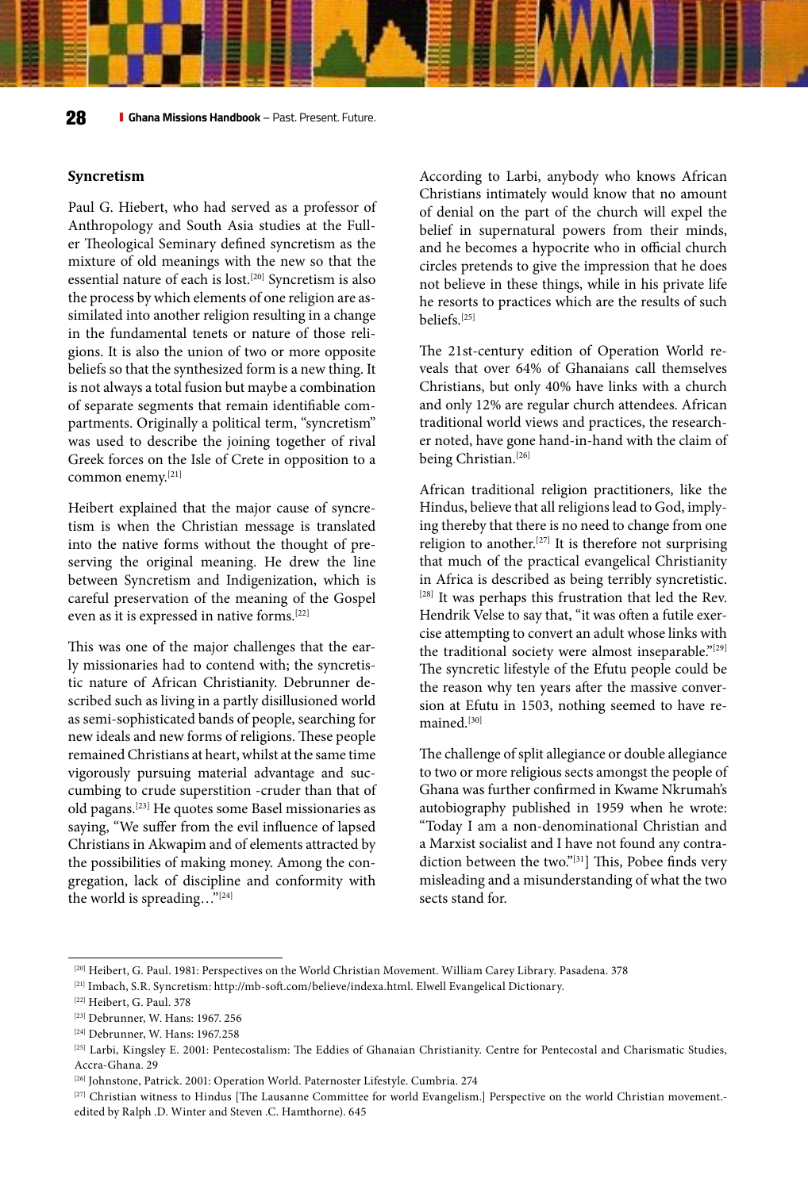## Syncretism

Paul G. Hiebert, who had served as a professor of Anthropology and South Asia studies at the Fuller Theological Seminary defined syncretism as the mixture of old meanings with the new so that the essential nature of each is lost.[20] Syncretism is also the process by which elements of one religion are assimilated into another religion resulting in a change in the fundamental tenets or nature of those religions. It is also the union of two or more opposite beliefs so that the synthesized form is a new thing. It is not always a total fusion but maybe a combination of separate segments that remain identifiable compartments. Originally a political term, "syncretism" was used to describe the joining together of rival Greek forces on the Isle of Crete in opposition to a common enemy.[21]

Heibert explained that the major cause of syncretism is when the Christian message is translated into the native forms without the thought of preserving the original meaning. He drew the line between Syncretism and Indigenization, which is careful preservation of the meaning of the Gospel even as it is expressed in native forms.[22]

This was one of the major challenges that the early missionaries had to contend with; the syncretistic nature of African Christianity. Debrunner described such as living in a partly disillusioned world as semi-sophisticated bands of people, searching for new ideals and new forms of religions. These people remained Christians at heart, whilst at the same time vigorously pursuing material advantage and succumbing to crude superstition -cruder than that of old pagans.[23] He quotes some Basel missionaries as saying, "We suffer from the evil influence of lapsed Christians in Akwapim and of elements attracted by the possibilities of making money. Among the congregation, lack of discipline and conformity with the world is spreading…"[24]

According to Larbi, anybody who knows African Christians intimately would know that no amount of denial on the part of the church will expel the belief in supernatural powers from their minds, and he becomes a hypocrite who in official church circles pretends to give the impression that he does not believe in these things, while in his private life he resorts to practices which are the results of such beliefs.[25]

The 21st-century edition of Operation World reveals that over 64% of Ghanaians call themselves Christians, but only 40% have links with a church and only 12% are regular church attendees. African traditional world views and practices, the researcher noted, have gone hand-in-hand with the claim of being Christian.[26]

African traditional religion practitioners, like the Hindus, believe that all religions lead to God, implying thereby that there is no need to change from one religion to another.[27] It is therefore not surprising that much of the practical evangelical Christianity in Africa is described as being terribly syncretistic.[28] It was perhaps this frustration that led the Rev. Hendrik Velse to say that, "it was often a futile exercise attempting to convert an adult whose links with the traditional society were almost inseparable."[29] The syncretic lifestyle of the Efutu people could be the reason why ten years after the massive conversion at Efutu in 1503, nothing seemed to have remained.[30]

The challenge of split allegiance or double allegiance to two or more religious sects amongst the people of Ghana was further confirmed in Kwame Nkrumah's autobiography published in 1959 when he wrote: "Today I am a non-denominational Christian and a Marxist socialist and I have not found any contradiction between the two."[31]] This, Pobee finds very misleading and a misunderstanding of what the two sects stand for.

---

[20] Heibert, G. Paul. 1981: Perspectives on the World Christian Movement. William Carey Library. Pasadena. 378

[21] Imbach, S.R. Syncretism: http://mb-soft.com/believe/indexa.html. Elwell Evangelical Dictionary.

[22] Heibert, G. Paul. 378

[23] Debrunner, W. Hans: 1967. 256

[24] Debrunner, W. Hans: 1967.258

[25] Larbi, Kingsley E. 2001: Pentecostalism: The Eddies of Ghanaian Christianity. Centre for Pentecostal and Charismatic Studies, Accra-Ghana. 29

[26] Johnstone, Patrick. 2001: Operation World. Paternoster Lifestyle. Cumbria. 274

[27] Christian witness to Hindus [The Lausanne Committee for world Evangelism.] Perspective on the world Christian movement.- edited by Ralph .D. Winter and Steven .C. Hamthorne). 645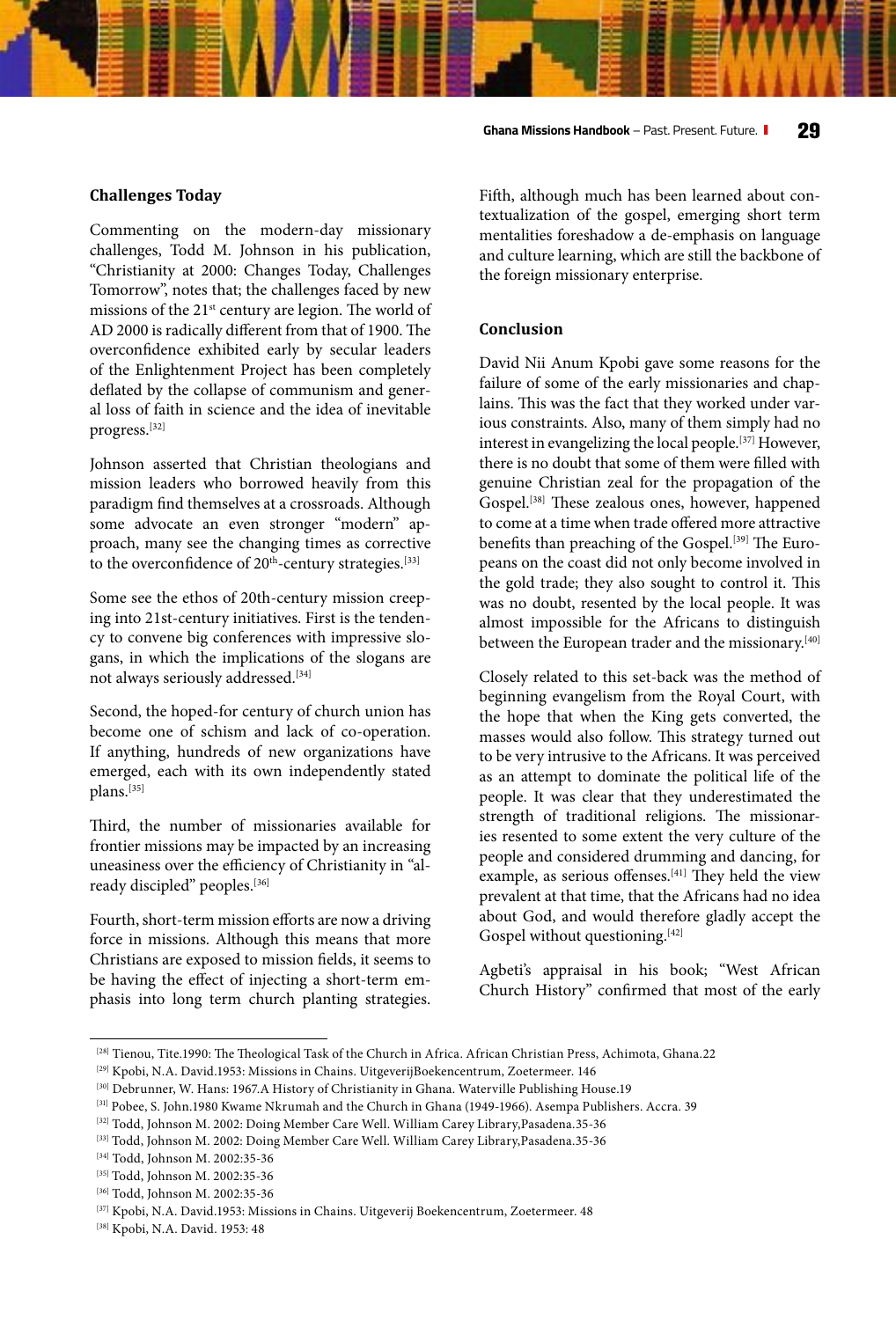### Challenges Today

Commenting on the modern-day missionary challenges, Todd M. Johnson in his publication, "Christianity at 2000: Changes Today, Challenges Tomorrow", notes that; the challenges faced by new missions of the 21st century are legion. The world of AD 2000 is radically different from that of 1900. The overconfidence exhibited early by secular leaders of the Enlightenment Project has been completely deflated by the collapse of communism and general loss of faith in science and the idea of inevitable progress.[32]

Johnson asserted that Christian theologians and mission leaders who borrowed heavily from this paradigm find themselves at a crossroads. Although some advocate an even stronger "modern" approach, many see the changing times as corrective to the overconfidence of 20th-century strategies.[33]

Some see the ethos of 20th-century mission creeping into 21st-century initiatives. First is the tendency to convene big conferences with impressive slogans, in which the implications of the slogans are not always seriously addressed.[34]

Second, the hoped-for century of church union has become one of schism and lack of co-operation. If anything, hundreds of new organizations have emerged, each with its own independently stated plans.[35]

Third, the number of missionaries available for frontier missions may be impacted by an increasing uneasiness over the efficiency of Christianity in "already discipled" peoples.[36]

Fourth, short-term mission efforts are now a driving force in missions. Although this means that more Christians are exposed to mission fields, it seems to be having the effect of injecting a short-term emphasis into long term church planting strategies.

Fifth, although much has been learned about contextualization of the gospel, emerging short term mentalities foreshadow a de-emphasis on language and culture learning, which are still the backbone of the foreign missionary enterprise.

### Conclusion

David Nii Anum Kpobi gave some reasons for the failure of some of the early missionaries and chaplains. This was the fact that they worked under various constraints. Also, many of them simply had no interest in evangelizing the local people.[37] However, there is no doubt that some of them were filled with genuine Christian zeal for the propagation of the Gospel.[38] These zealous ones, however, happened to come at a time when trade offered more attractive benefits than preaching of the Gospel.[39] The Europeans on the coast did not only become involved in the gold trade; they also sought to control it. This was no doubt, resented by the local people. It was almost impossible for the Africans to distinguish between the European trader and the missionary.[40]

Closely related to this set-back was the method of beginning evangelism from the Royal Court, with the hope that when the King gets converted, the masses would also follow. This strategy turned out to be very intrusive to the Africans. It was perceived as an attempt to dominate the political life of the people. It was clear that they underestimated the strength of traditional religions. The missionaries resented to some extent the very culture of the people and considered drumming and dancing, for example, as serious offenses.[41] They held the view prevalent at that time, that the Africans had no idea about God, and would therefore gladly accept the Gospel without questioning.[42]

Agbeti's appraisal in his book; "West African Church History" confirmed that most of the early

---

[28] Tienou, Tite.1990: The Theological Task of the Church in Africa. African Christian Press, Achimota, Ghana.22

[29] Kpobi, N.A. David.1953: Missions in Chains. UitgeverijBoekencentrum, Zoetermeer. 146

[30] Debrunner, W. Hans: 1967.A History of Christianity in Ghana. Waterville Publishing House.19

[31] Pobee, S. John.1980 Kwame Nkrumah and the Church in Ghana (1949-1966). Asempa Publishers. Accra. 39

[32] Todd, Johnson M. 2002: Doing Member Care Well. William Carey Library,Pasadena.35-36

[33] Todd, Johnson M. 2002: Doing Member Care Well. William Carey Library,Pasadena.35-36

[34] Todd, Johnson M. 2002:35-36

[35] Todd, Johnson M. 2002:35-36

[36] Todd, Johnson M. 2002:35-36

[37] Kpobi, N.A. David.1953: Missions in Chains. Uitgeverij Boekencentrum, Zoetermeer. 48

[38] Kpobi, N.A. David. 1953: 48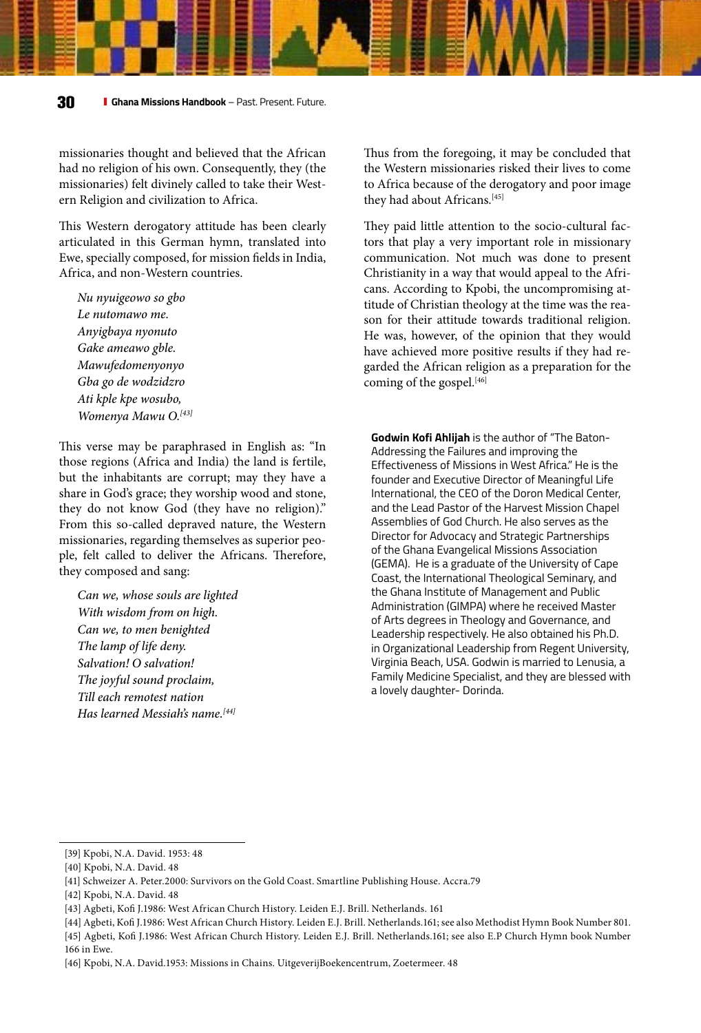missionaries thought and believed that the African had no religion of his own. Consequently, they (the missionaries) felt divinely called to take their Western Religion and civilization to Africa.

This Western derogatory attitude has been clearly articulated in this German hymn, translated into Ewe, specially composed, for mission fields in India, Africa, and non-Western countries.

> *Nu nyuigeowo so gbo*
> *Le nutomawo me.*
> *Anyigbaya nyonuto*
> *Gake ameawo gble.*
> *Mawufedomenyonyo*
> *Gba go de wodzidzro*
> *Ati kple kpe wosubo,*
> *Womenya Mawu O.*[43]

This verse may be paraphrased in English as: "In those regions (Africa and India) the land is fertile, but the inhabitants are corrupt; may they have a share in God's grace; they worship wood and stone, they do not know God (they have no religion)." From this so-called depraved nature, the Western missionaries, regarding themselves as superior people, felt called to deliver the Africans. Therefore, they composed and sang:

> *Can we, whose souls are lighted*
> *With wisdom from on high.*
> *Can we, to men benighted*
> *The lamp of life deny.*
> *Salvation! O salvation!*
> *The joyful sound proclaim,*
> *Till each remotest nation*
> *Has learned Messiah's name.*[44]

Thus from the foregoing, it may be concluded that the Western missionaries risked their lives to come to Africa because of the derogatory and poor image they had about Africans.[45]

They paid little attention to the socio-cultural factors that play a very important role in missionary communication. Not much was done to present Christianity in a way that would appeal to the Africans. According to Kpobi, the uncompromising attitude of Christian theology at the time was the reason for their attitude towards traditional religion. He was, however, of the opinion that they would have achieved more positive results if they had regarded the African religion as a preparation for the coming of the gospel.[46]

**Godwin Kofi Ahlijah** is the author of "The Baton-Addressing the Failures and improving the Effectiveness of Missions in West Africa." He is the founder and Executive Director of Meaningful Life International, the CEO of the Doron Medical Center, and the Lead Pastor of the Harvest Mission Chapel Assemblies of God Church. He also serves as the Director for Advocacy and Strategic Partnerships of the Ghana Evangelical Missions Association (GEMA). He is a graduate of the University of Cape Coast, the International Theological Seminary, and the Ghana Institute of Management and Public Administration (GIMPA) where he received Master of Arts degrees in Theology and Governance, and Leadership respectively. He also obtained his Ph.D. in Organizational Leadership from Regent University, Virginia Beach, USA. Godwin is married to Lenusia, a Family Medicine Specialist, and they are blessed with a lovely daughter- Dorinda.

---

[39] Kpobi, N.A. David. 1953: 48

[40] Kpobi, N.A. David. 48

[41] Schweizer A. Peter.2000: Survivors on the Gold Coast. Smartline Publishing House. Accra.79

[42] Kpobi, N.A. David. 48

[43] Agbeti, Kofi J.1986: West African Church History. Leiden E.J. Brill. Netherlands. 161

[44] Agbeti, Kofi J.1986: West African Church History. Leiden E.J. Brill. Netherlands.161; see also Methodist Hymn Book Number 801.

[45] Agbeti, Kofi J.1986: West African Church History. Leiden E.J. Brill. Netherlands.161; see also E.P Church Hymn book Number 166 in Ewe.

[46] Kpobi, N.A. David.1953: Missions in Chains. UitgeverijBoekencentrum, Zoetermeer. 48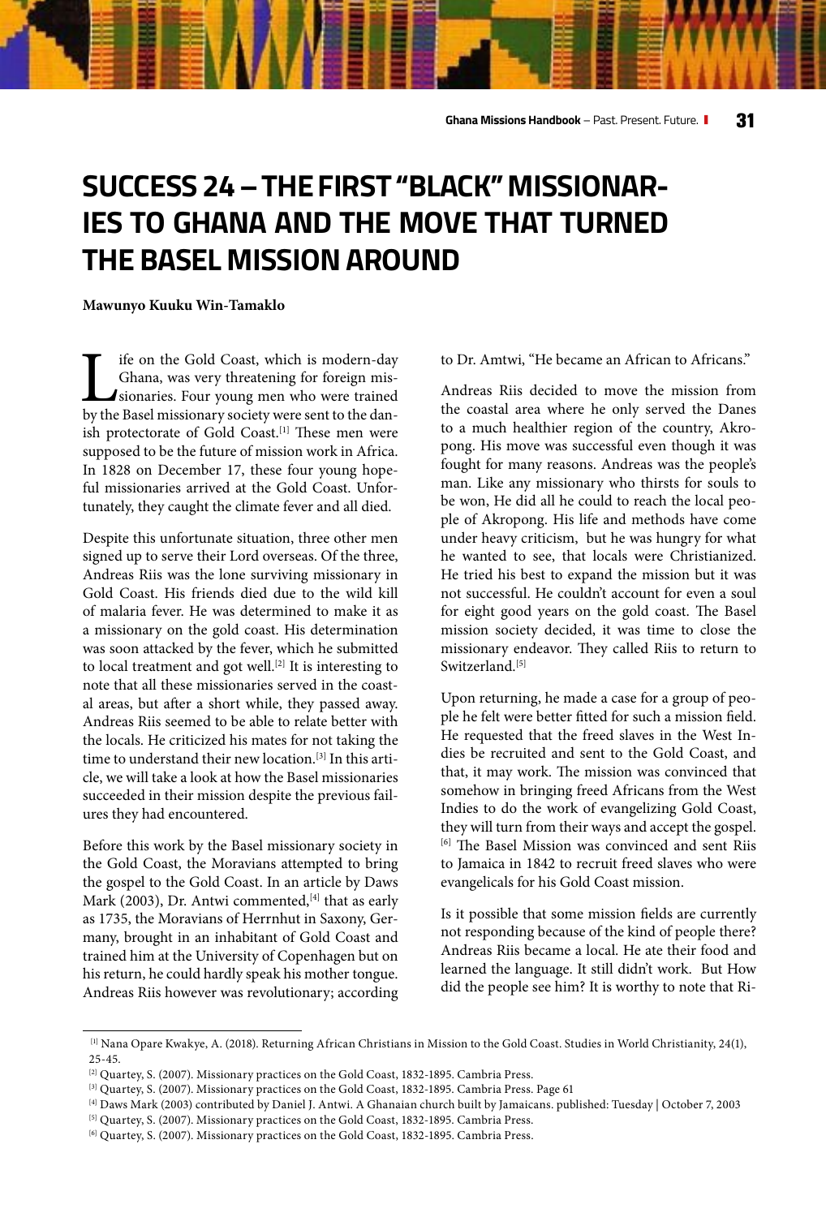# SUCCESS 24 – THE FIRST "BLACK" MISSIONARIES TO GHANA AND THE MOVE THAT TURNED THE BASEL MISSION AROUND

**Mawunyo Kuuku Win-Tamaklo**

Life on the Gold Coast, which is modern-day Ghana, was very threatening for foreign missionaries. Four young men who were trained by the Basel missionary society were sent to the danish protectorate of Gold Coast.[1] These men were supposed to be the future of mission work in Africa. In 1828 on December 17, these four young hopeful missionaries arrived at the Gold Coast. Unfortunately, they caught the climate fever and all died.

Despite this unfortunate situation, three other men signed up to serve their Lord overseas. Of the three, Andreas Riis was the lone surviving missionary in Gold Coast. His friends died due to the wild kill of malaria fever. He was determined to make it as a missionary on the gold coast. His determination was soon attacked by the fever, which he submitted to local treatment and got well.[2] It is interesting to note that all these missionaries served in the coastal areas, but after a short while, they passed away. Andreas Riis seemed to be able to relate better with the locals. He criticized his mates for not taking the time to understand their new location.[3] In this article, we will take a look at how the Basel missionaries succeeded in their mission despite the previous failures they had encountered.

Before this work by the Basel missionary society in the Gold Coast, the Moravians attempted to bring the gospel to the Gold Coast. In an article by Daws Mark (2003), Dr. Antwi commented,[4] that as early as 1735, the Moravians of Herrnhut in Saxony, Germany, brought in an inhabitant of Gold Coast and trained him at the University of Copenhagen but on his return, he could hardly speak his mother tongue. Andreas Riis however was revolutionary; according to Dr. Amtwi, "He became an African to Africans."

Andreas Riis decided to move the mission from the coastal area where he only served the Danes to a much healthier region of the country, Akropong. His move was successful even though it was fought for many reasons. Andreas was the people's man. Like any missionary who thirsts for souls to be won, He did all he could to reach the local people of Akropong. His life and methods have come under heavy criticism, but he was hungry for what he wanted to see, that locals were Christianized. He tried his best to expand the mission but it was not successful. He couldn't account for even a soul for eight good years on the gold coast. The Basel mission society decided, it was time to close the missionary endeavor. They called Riis to return to Switzerland.[5]

Upon returning, he made a case for a group of people he felt were better fitted for such a mission field. He requested that the freed slaves in the West Indies be recruited and sent to the Gold Coast, and that, it may work. The mission was convinced that somehow in bringing freed Africans from the West Indies to do the work of evangelizing Gold Coast, they will turn from their ways and accept the gospel.[6] The Basel Mission was convinced and sent Riis to Jamaica in 1842 to recruit freed slaves who were evangelicals for his Gold Coast mission.

Is it possible that some mission fields are currently not responding because of the kind of people there? Andreas Riis became a local. He ate their food and learned the language. It still didn't work. But How did the people see him? It is worthy to note that Ri-

---

[1] Nana Opare Kwakye, A. (2018). Returning African Christians in Mission to the Gold Coast. Studies in World Christianity, 24(1), 25-45.

[2] Quartey, S. (2007). Missionary practices on the Gold Coast, 1832-1895. Cambria Press.

[3] Quartey, S. (2007). Missionary practices on the Gold Coast, 1832-1895. Cambria Press. Page 61

[4] Daws Mark (2003) contributed by Daniel J. Antwi. A Ghanaian church built by Jamaicans. published: Tuesday | October 7, 2003

[5] Quartey, S. (2007). Missionary practices on the Gold Coast, 1832-1895. Cambria Press.

[6] Quartey, S. (2007). Missionary practices on the Gold Coast, 1832-1895. Cambria Press.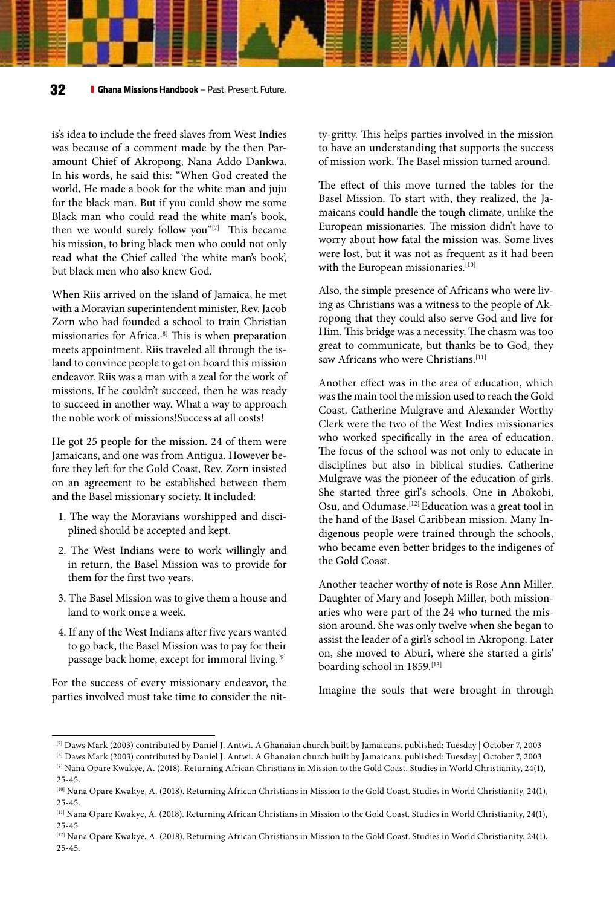is's idea to include the freed slaves from West Indies was because of a comment made by the then Paramount Chief of Akropong, Nana Addo Dankwa. In his words, he said this: "When God created the world, He made a book for the white man and juju for the black man. But if you could show me some Black man who could read the white man's book, then we would surely follow you"[7] This became his mission, to bring black men who could not only read what the Chief called 'the white man's book', but black men who also knew God.

When Riis arrived on the island of Jamaica, he met with a Moravian superintendent minister, Rev. Jacob Zorn who had founded a school to train Christian missionaries for Africa.[8] This is when preparation meets appointment. Riis traveled all through the island to convince people to get on board this mission endeavor. Riis was a man with a zeal for the work of missions. If he couldn't succeed, then he was ready to succeed in another way. What a way to approach the noble work of missions!Success at all costs!

He got 25 people for the mission. 24 of them were Jamaicans, and one was from Antigua. However before they left for the Gold Coast, Rev. Zorn insisted on an agreement to be established between them and the Basel missionary society. It included:

1. The way the Moravians worshipped and disciplined should be accepted and kept.
2. The West Indians were to work willingly and in return, the Basel Mission was to provide for them for the first two years.
3. The Basel Mission was to give them a house and land to work once a week.
4. If any of the West Indians after five years wanted to go back, the Basel Mission was to pay for their passage back home, except for immoral living.[9]

For the success of every missionary endeavor, the parties involved must take time to consider the nitty-gritty. This helps parties involved in the mission to have an understanding that supports the success of mission work. The Basel mission turned around.

The effect of this move turned the tables for the Basel Mission. To start with, they realized, the Jamaicans could handle the tough climate, unlike the European missionaries. The mission didn't have to worry about how fatal the mission was. Some lives were lost, but it was not as frequent as it had been with the European missionaries.[10]

Also, the simple presence of Africans who were living as Christians was a witness to the people of Akropong that they could also serve God and live for Him. This bridge was a necessity. The chasm was too great to communicate, but thanks be to God, they saw Africans who were Christians.[11]

Another effect was in the area of education, which was the main tool the mission used to reach the Gold Coast. Catherine Mulgrave and Alexander Worthy Clerk were the two of the West Indies missionaries who worked specifically in the area of education. The focus of the school was not only to educate in disciplines but also in biblical studies. Catherine Mulgrave was the pioneer of the education of girls. She started three girl's schools. One in Abokobi, Osu, and Odumase.[12] Education was a great tool in the hand of the Basel Caribbean mission. Many Indigenous people were trained through the schools, who became even better bridges to the indigenes of the Gold Coast.

Another teacher worthy of note is Rose Ann Miller. Daughter of Mary and Joseph Miller, both missionaries who were part of the 24 who turned the mission around. She was only twelve when she began to assist the leader of a girl's school in Akropong. Later on, she moved to Aburi, where she started a girls' boarding school in 1859.[13]

Imagine the souls that were brought in through

---

[7] Daws Mark (2003) contributed by Daniel J. Antwi. A Ghanaian church built by Jamaicans. published: Tuesday | October 7, 2003

[8] Daws Mark (2003) contributed by Daniel J. Antwi. A Ghanaian church built by Jamaicans. published: Tuesday | October 7, 2003

[9] Nana Opare Kwakye, A. (2018). Returning African Christians in Mission to the Gold Coast. Studies in World Christianity, 24(1), 25-45.

[10] Nana Opare Kwakye, A. (2018). Returning African Christians in Mission to the Gold Coast. Studies in World Christianity, 24(1), 25-45.

[11] Nana Opare Kwakye, A. (2018). Returning African Christians in Mission to the Gold Coast. Studies in World Christianity, 24(1), 25-45

[12] Nana Opare Kwakye, A. (2018). Returning African Christians in Mission to the Gold Coast. Studies in World Christianity, 24(1), 25-45.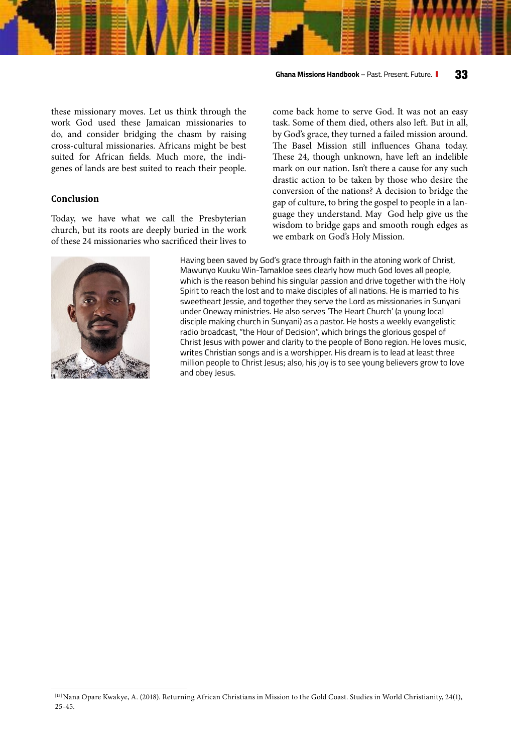these missionary moves. Let us think through the work God used these Jamaican missionaries to do, and consider bridging the chasm by raising cross-cultural missionaries. Africans might be best suited for African fields. Much more, the indigenes of lands are best suited to reach their people.

### Conclusion

Today, we have what we call the Presbyterian church, but its roots are deeply buried in the work of these 24 missionaries who sacrificed their lives to come back home to serve God. It was not an easy task. Some of them died, others also left. But in all, by God's grace, they turned a failed mission around. The Basel Mission still influences Ghana today. These 24, though unknown, have left an indelible mark on our nation. Isn't there a cause for any such drastic action to be taken by those who desire the conversion of the nations? A decision to bridge the gap of culture, to bring the gospel to people in a language they understand. May God help give us the wisdom to bridge gaps and smooth rough edges as we embark on God's Holy Mission.

Having been saved by God's grace through faith in the atoning work of Christ, Mawunyo Kuuku Win-Tamakloe sees clearly how much God loves all people, which is the reason behind his singular passion and drive together with the Holy Spirit to reach the lost and to make disciples of all nations. He is married to his sweetheart Jessie, and together they serve the Lord as missionaries in Sunyani under Oneway ministries. He also serves 'The Heart Church' (a young local disciple making church in Sunyani) as a pastor. He hosts a weekly evangelistic radio broadcast, "the Hour of Decision", which brings the glorious gospel of Christ Jesus with power and clarity to the people of Bono region. He loves music, writes Christian songs and is a worshipper. His dream is to lead at least three million people to Christ Jesus; also, his joy is to see young believers grow to love and obey Jesus.

---

[13] Nana Opare Kwakye, A. (2018). Returning African Christians in Mission to the Gold Coast. Studies in World Christianity, 24(1), 25-45.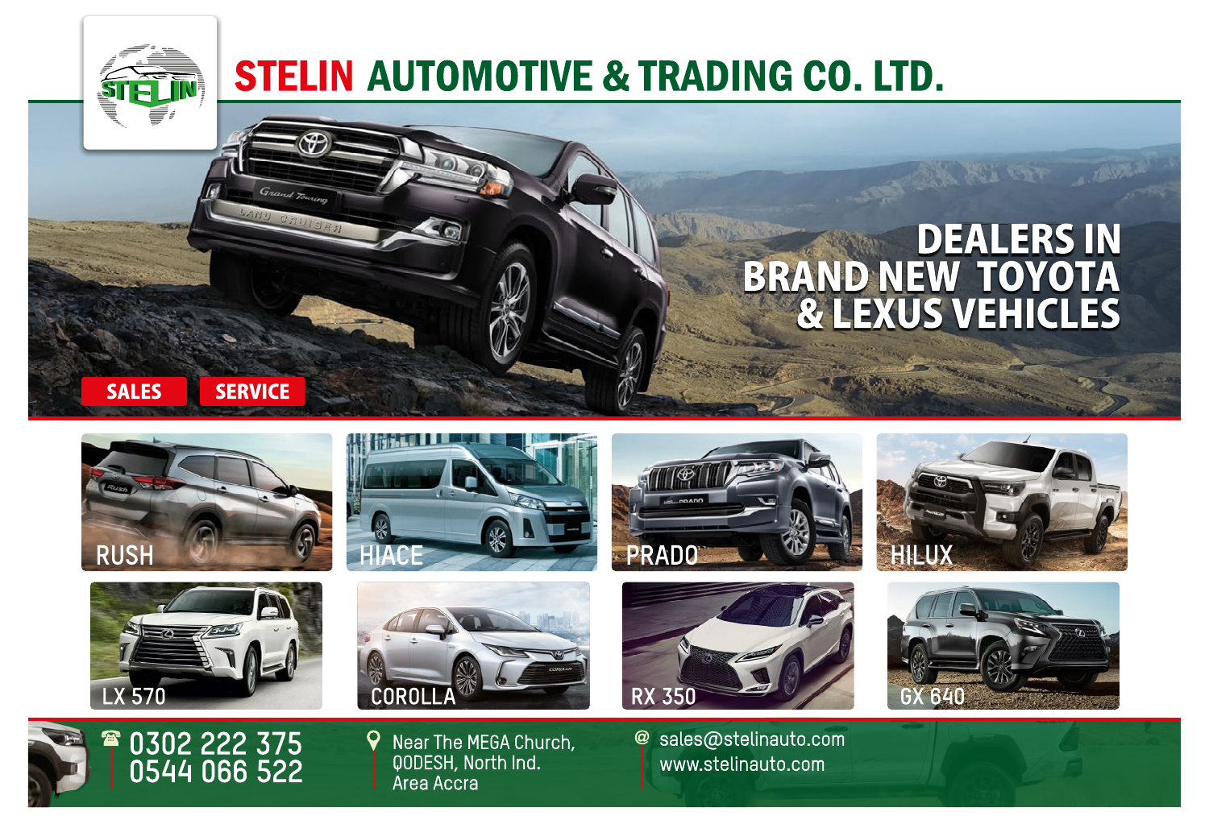# STELIN AUTOMOTIVE & TRADING CO. LTD.

## DEALERS IN BRAND NEW TOYOTA & LEXUS VEHICLES

SALES

SERVICE

RUSH

HIACE

PRADO

HILUX

LX 570

COROLLA

RX 350

GX 640

0302 222 375
0544 066 522

Near The MEGA Church,
QODESH, North Ind.
Area Accra

sales@stelinauto.com
www.stelinauto.com